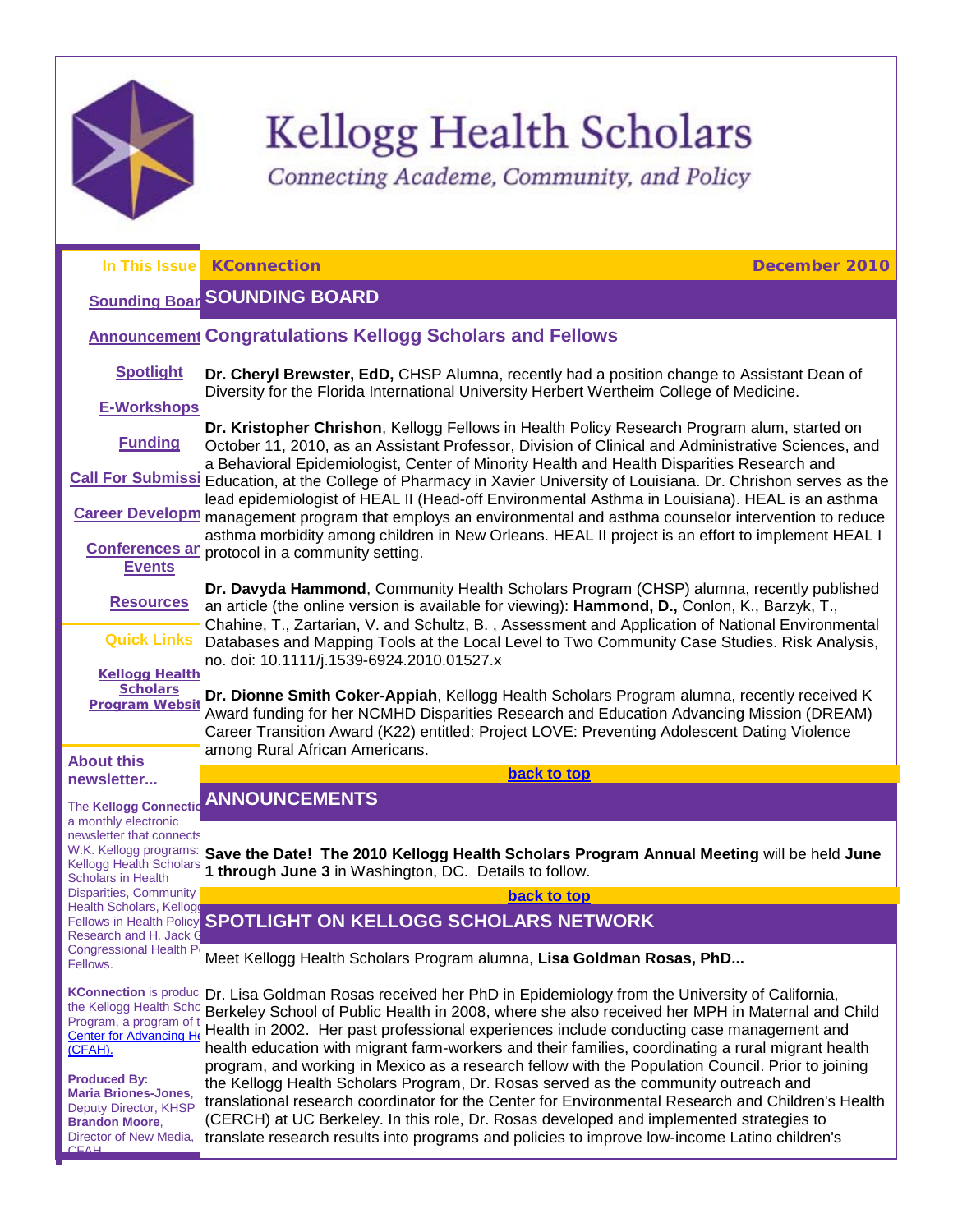# Kellogg Health Scholars

*Connecting Academe, Community, and Policy*

**In This Issue**

- Sounding Board
- Announcements
- Spotlight
- E-Workshops
- Funding
- Call For Submissions
- Career Development
- Conferences and Events
- Resources

**Quick Links**

- Kellogg Health Scholars Program Website

**About this newsletter...**

The **Kellogg Connection** is a monthly electronic newsletter that connects W.K. Kellogg programs: Kellogg Health Scholars, Scholars in Health Disparities, Community Health Scholars, Kellogg Fellows in Health Policy Research and H. Jack Geiger Congressional Health Policy Fellows.

**KConnection** is produced by the Kellogg Health Scholars Program, a program of the Center for Advancing Health (CFAH).

**Produced By:**
**Maria Briones-Jones**, Deputy Director, KHSP
**Brandon Moore**, Director of New Media, CFAH

**KConnection** — **December 2010**

## SOUNDING BOARD

### Congratulations Kellogg Scholars and Fellows

**Dr. Cheryl Brewster, EdD,** CHSP Alumna, recently had a position change to Assistant Dean of Diversity for the Florida International University Herbert Wertheim College of Medicine.

**Dr. Kristopher Chrishon**, Kellogg Fellows in Health Policy Research Program alum, started on October 11, 2010, as an Assistant Professor, Division of Clinical and Administrative Sciences, and a Behavioral Epidemiologist, Center of Minority Health and Health Disparities Research and Education, at the College of Pharmacy in Xavier University of Louisiana. Dr. Chrishon serves as the lead epidemiologist of HEAL II (Head-off Environmental Asthma in Louisiana). HEAL is an asthma management program that employs an environmental and asthma counselor intervention to reduce asthma morbidity among children in New Orleans. HEAL II project is an effort to implement HEAL I protocol in a community setting.

**Dr. Davyda Hammond**, Community Health Scholars Program (CHSP) alumna, recently published an article (the online version is available for viewing): **Hammond, D.,** Conlon, K., Barzyk, T., Chahine, T., Zartarian, V. and Schultz, B. , Assessment and Application of National Environmental Databases and Mapping Tools at the Local Level to Two Community Case Studies. Risk Analysis, no. doi: 10.1111/j.1539-6924.2010.01527.x

**Dr. Dionne Smith Coker-Appiah**, Kellogg Health Scholars Program alumna, recently received K Award funding for her NCMHD Disparities Research and Education Advancing Mission (DREAM) Career Transition Award (K22) entitled: Project LOVE: Preventing Adolescent Dating Violence among Rural African Americans.

back to top

## ANNOUNCEMENTS

**Save the Date! The 2010 Kellogg Health Scholars Program Annual Meeting** will be held **June 1 through June 3** in Washington, DC. Details to follow.

back to top

## SPOTLIGHT ON KELLOGG SCHOLARS NETWORK

Meet Kellogg Health Scholars Program alumna, **Lisa Goldman Rosas, PhD...**

Dr. Lisa Goldman Rosas received her PhD in Epidemiology from the University of California, Berkeley School of Public Health in 2008, where she also received her MPH in Maternal and Child Health in 2002. Her past professional experiences include conducting case management and health education with migrant farm-workers and their families, coordinating a rural migrant health program, and working in Mexico as a research fellow with the Population Council. Prior to joining the Kellogg Health Scholars Program, Dr. Rosas served as the community outreach and translational research coordinator for the Center for Environmental Research and Children's Health (CERCH) at UC Berkeley. In this role, Dr. Rosas developed and implemented strategies to translate research results into programs and policies to improve low-income Latino children's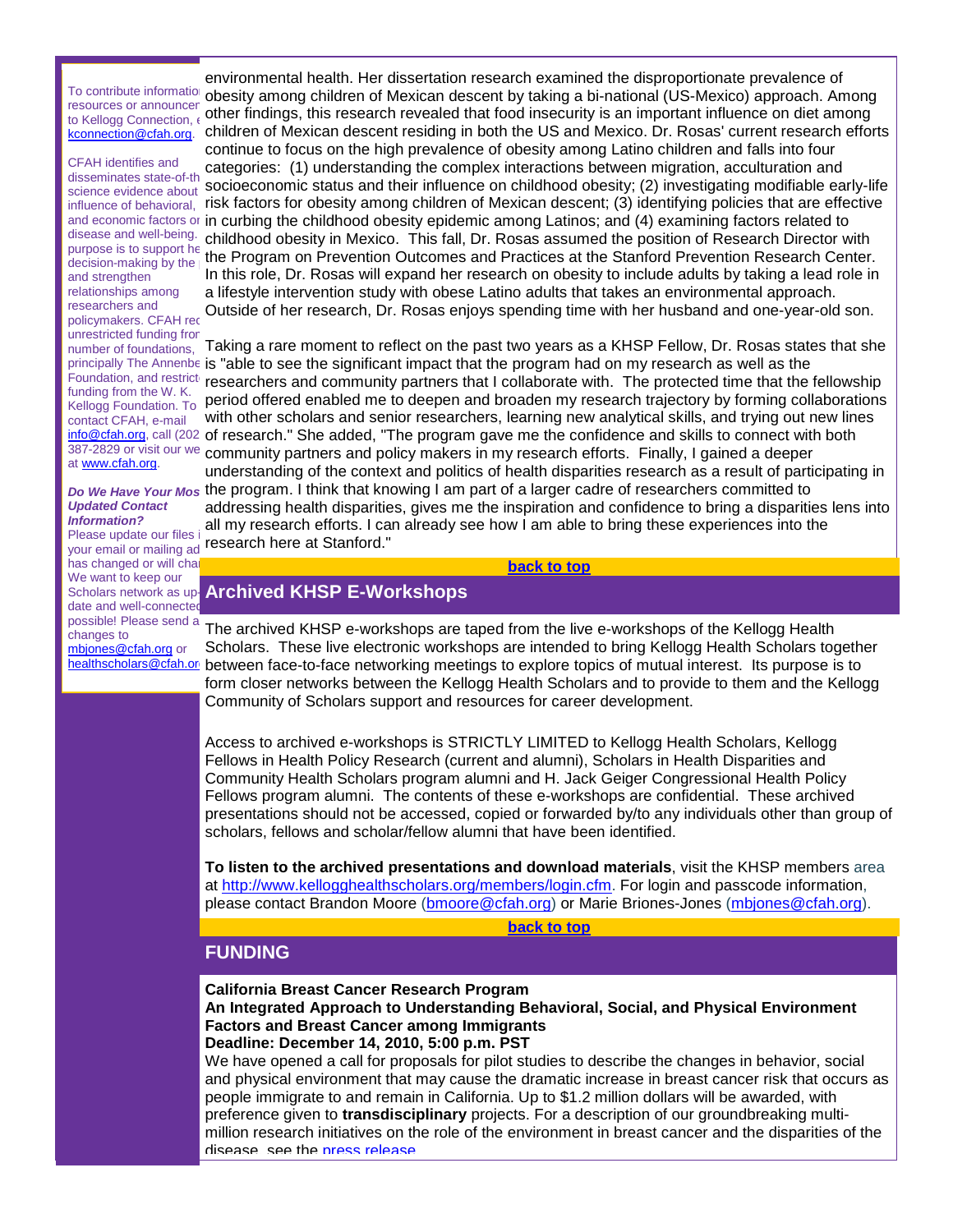To contribute informatio resources or announcer to Kellogg Connection, e kconnection@cfah.org.

CFAH identifies and disseminates state-of-th science evidence about influence of behavioral, and economic factors or disease and well-being. purpose is to support he decision-making by the and strengthen relationships among researchers and policymakers. CFAH rec unrestricted funding fror number of foundations, principally The Annenbe Foundation, and restricte funding from the W. K. Kellogg Foundation. To contact CFAH, e-mail info@cfah.org, call (202 387-2829 or visit our we at www.cfah.org.

***Do We Have Your Mos Updated Contact Information?***
Please update our files i your email or mailing ad has changed or will char We want to keep our Scholars network as up- date and well-connected possible! Please send a changes to mbjones@cfah.org or healthscholars@cfah.or

environmental health. Her dissertation research examined the disproportionate prevalence of obesity among children of Mexican descent by taking a bi-national (US-Mexico) approach. Among other findings, this research revealed that food insecurity is an important influence on diet among children of Mexican descent residing in both the US and Mexico. Dr. Rosas' current research efforts continue to focus on the high prevalence of obesity among Latino children and falls into four categories: (1) understanding the complex interactions between migration, acculturation and socioeconomic status and their influence on childhood obesity; (2) investigating modifiable early-life risk factors for obesity among children of Mexican descent; (3) identifying policies that are effective in curbing the childhood obesity epidemic among Latinos; and (4) examining factors related to childhood obesity in Mexico. This fall, Dr. Rosas assumed the position of Research Director with the Program on Prevention Outcomes and Practices at the Stanford Prevention Research Center. In this role, Dr. Rosas will expand her research on obesity to include adults by taking a lead role in a lifestyle intervention study with obese Latino adults that takes an environmental approach. Outside of her research, Dr. Rosas enjoys spending time with her husband and one-year-old son.

Taking a rare moment to reflect on the past two years as a KHSP Fellow, Dr. Rosas states that she is "able to see the significant impact that the program had on my research as well as the researchers and community partners that I collaborate with. The protected time that the fellowship period offered enabled me to deepen and broaden my research trajectory by forming collaborations with other scholars and senior researchers, learning new analytical skills, and trying out new lines of research." She added, "The program gave me the confidence and skills to connect with both community partners and policy makers in my research efforts. Finally, I gained a deeper understanding of the context and politics of health disparities research as a result of participating in the program. I think that knowing I am part of a larger cadre of researchers committed to addressing health disparities, gives me the inspiration and confidence to bring a disparities lens into all my research efforts. I can already see how I am able to bring these experiences into the research here at Stanford."

**back to top**

## Archived KHSP E-Workshops

The archived KHSP e-workshops are taped from the live e-workshops of the Kellogg Health Scholars. These live electronic workshops are intended to bring Kellogg Health Scholars together between face-to-face networking meetings to explore topics of mutual interest. Its purpose is to form closer networks between the Kellogg Health Scholars and to provide to them and the Kellogg Community of Scholars support and resources for career development.

Access to archived e-workshops is STRICTLY LIMITED to Kellogg Health Scholars, Kellogg Fellows in Health Policy Research (current and alumni), Scholars in Health Disparities and Community Health Scholars program alumni and H. Jack Geiger Congressional Health Policy Fellows program alumni. The contents of these e-workshops are confidential. These archived presentations should not be accessed, copied or forwarded by/to any individuals other than group of scholars, fellows and scholar/fellow alumni that have been identified.

**To listen to the archived presentations and download materials**, visit the KHSP members area at http://www.kellogghealthscholars.org/members/login.cfm. For login and passcode information, please contact Brandon Moore (bmoore@cfah.org) or Marie Briones-Jones (mbjones@cfah.org).

**back to top**

## FUNDING

**California Breast Cancer Research Program**
**An Integrated Approach to Understanding Behavioral, Social, and Physical Environment Factors and Breast Cancer among Immigrants**
**Deadline: December 14, 2010, 5:00 p.m. PST**
We have opened a call for proposals for pilot studies to describe the changes in behavior, social and physical environment that may cause the dramatic increase in breast cancer risk that occurs as people immigrate to and remain in California. Up to $1.2 million dollars will be awarded, with preference given to **transdisciplinary** projects. For a description of our groundbreaking multi-million research initiatives on the role of the environment in breast cancer and the disparities of the disease, see the press release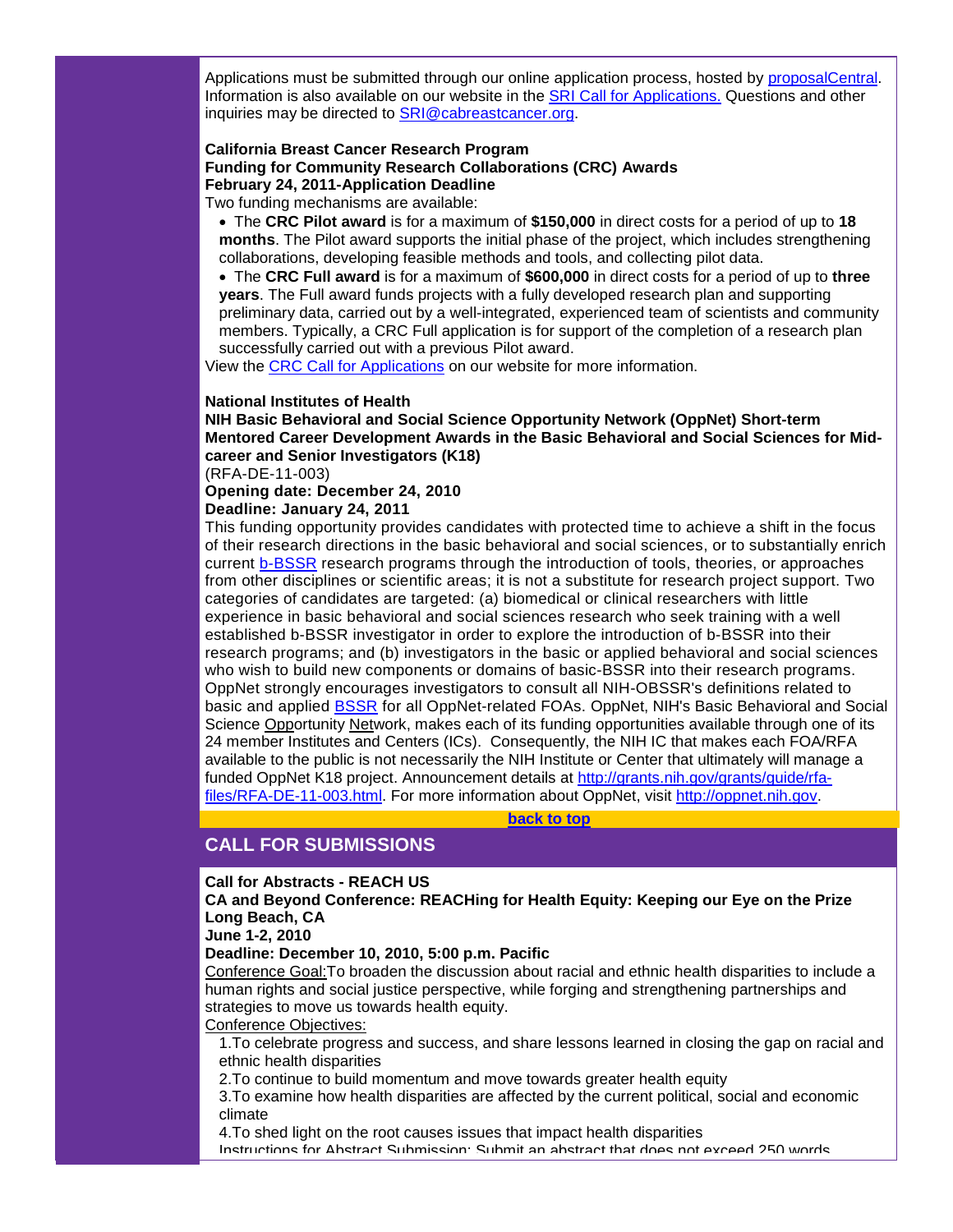Applications must be submitted through our online application process, hosted by proposalCentral. Information is also available on our website in the SRI Call for Applications. Questions and other inquiries may be directed to SRI@cabreastcancer.org.

**California Breast Cancer Research Program**
**Funding for Community Research Collaborations (CRC) Awards**
**February 24, 2011-Application Deadline**

Two funding mechanisms are available:

- The **CRC Pilot award** is for a maximum of **$150,000** in direct costs for a period of up to **18 months**. The Pilot award supports the initial phase of the project, which includes strengthening collaborations, developing feasible methods and tools, and collecting pilot data.
- The **CRC Full award** is for a maximum of **$600,000** in direct costs for a period of up to **three years**. The Full award funds projects with a fully developed research plan and supporting preliminary data, carried out by a well-integrated, experienced team of scientists and community members. Typically, a CRC Full application is for support of the completion of a research plan successfully carried out with a previous Pilot award.

View the CRC Call for Applications on our website for more information.

**National Institutes of Health**
**NIH Basic Behavioral and Social Science Opportunity Network (OppNet) Short-term Mentored Career Development Awards in the Basic Behavioral and Social Sciences for Mid-career and Senior Investigators (K18)**
(RFA-DE-11-003)
**Opening date: December 24, 2010**
**Deadline: January 24, 2011**

This funding opportunity provides candidates with protected time to achieve a shift in the focus of their research directions in the basic behavioral and social sciences, or to substantially enrich current b-BSSR research programs through the introduction of tools, theories, or approaches from other disciplines or scientific areas; it is not a substitute for research project support. Two categories of candidates are targeted: (a) biomedical or clinical researchers with little experience in basic behavioral and social sciences research who seek training with a well established b-BSSR investigator in order to explore the introduction of b-BSSR into their research programs; and (b) investigators in the basic or applied behavioral and social sciences who wish to build new components or domains of basic-BSSR into their research programs. OppNet strongly encourages investigators to consult all NIH-OBSSR's definitions related to basic and applied BSSR for all OppNet-related FOAs. OppNet, NIH's Basic Behavioral and Social Science Opportunity Network, makes each of its funding opportunities available through one of its 24 member Institutes and Centers (ICs). Consequently, the NIH IC that makes each FOA/RFA available to the public is not necessarily the NIH Institute or Center that ultimately will manage a funded OppNet K18 project. Announcement details at http://grants.nih.gov/grants/guide/rfa-files/RFA-DE-11-003.html. For more information about OppNet, visit http://oppnet.nih.gov.

back to top

## CALL FOR SUBMISSIONS

**Call for Abstracts - REACH US**
**CA and Beyond Conference: REACHing for Health Equity: Keeping our Eye on the Prize**
**Long Beach, CA**
**June 1-2, 2010**
**Deadline: December 10, 2010, 5:00 p.m. Pacific**

Conference Goal: To broaden the discussion about racial and ethnic health disparities to include a human rights and social justice perspective, while forging and strengthening partnerships and strategies to move us towards health equity.

Conference Objectives:

1. To celebrate progress and success, and share lessons learned in closing the gap on racial and ethnic health disparities
2. To continue to build momentum and move towards greater health equity
3. To examine how health disparities are affected by the current political, social and economic climate
4. To shed light on the root causes issues that impact health disparities

Instructions for Abstract Submission: Submit an abstract that does not exceed 250 words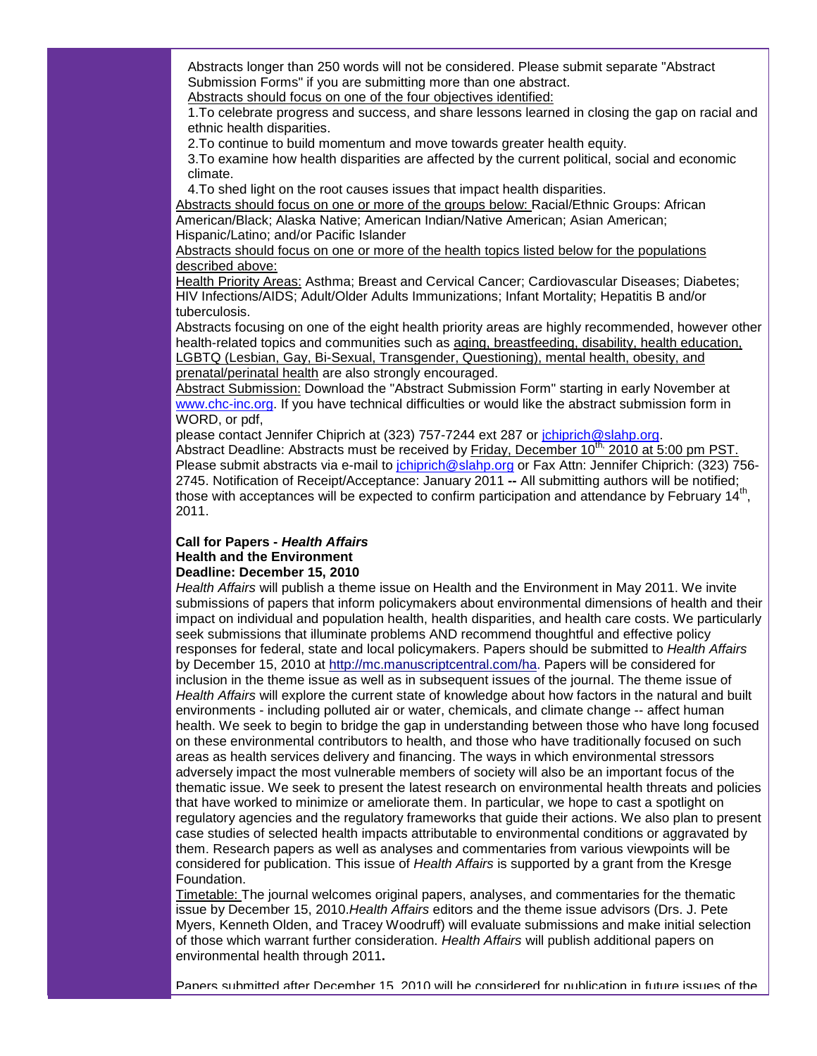Abstracts longer than 250 words will not be considered. Please submit separate "Abstract Submission Forms" if you are submitting more than one abstract.

Abstracts should focus on one of the four objectives identified:

1. To celebrate progress and success, and share lessons learned in closing the gap on racial and ethnic health disparities.
2. To continue to build momentum and move towards greater health equity.
3. To examine how health disparities are affected by the current political, social and economic climate.
4. To shed light on the root causes issues that impact health disparities.

Abstracts should focus on one or more of the groups below: Racial/Ethnic Groups: African American/Black; Alaska Native; American Indian/Native American; Asian American; Hispanic/Latino; and/or Pacific Islander

Abstracts should focus on one or more of the health topics listed below for the populations described above:

Health Priority Areas: Asthma; Breast and Cervical Cancer; Cardiovascular Diseases; Diabetes; HIV Infections/AIDS; Adult/Older Adults Immunizations; Infant Mortality; Hepatitis B and/or tuberculosis.

Abstracts focusing on one of the eight health priority areas are highly recommended, however other health-related topics and communities such as aging, breastfeeding, disability, health education, LGBTQ (Lesbian, Gay, Bi-Sexual, Transgender, Questioning), mental health, obesity, and prenatal/perinatal health are also strongly encouraged.

Abstract Submission: Download the "Abstract Submission Form" starting in early November at www.chc-inc.org. If you have technical difficulties or would like the abstract submission form in WORD, or pdf,

please contact Jennifer Chiprich at (323) 757-7244 ext 287 or jchiprich@slahp.org.

Abstract Deadline: Abstracts must be received by Friday, December 10th, 2010 at 5:00 pm PST. Please submit abstracts via e-mail to jchiprich@slahp.org or Fax Attn: Jennifer Chiprich: (323) 756-2745. Notification of Receipt/Acceptance: January 2011 **--** All submitting authors will be notified; those with acceptances will be expected to confirm participation and attendance by February 14th, 2011.

**Call for Papers - *Health Affairs***
**Health and the Environment**
**Deadline: December 15, 2010**

*Health Affairs* will publish a theme issue on Health and the Environment in May 2011. We invite submissions of papers that inform policymakers about environmental dimensions of health and their impact on individual and population health, health disparities, and health care costs. We particularly seek submissions that illuminate problems AND recommend thoughtful and effective policy responses for federal, state and local policymakers. Papers should be submitted to *Health Affairs* by December 15, 2010 at http://mc.manuscriptcentral.com/ha. Papers will be considered for inclusion in the theme issue as well as in subsequent issues of the journal. The theme issue of *Health Affairs* will explore the current state of knowledge about how factors in the natural and built environments - including polluted air or water, chemicals, and climate change -- affect human health. We seek to begin to bridge the gap in understanding between those who have long focused on these environmental contributors to health, and those who have traditionally focused on such areas as health services delivery and financing. The ways in which environmental stressors adversely impact the most vulnerable members of society will also be an important focus of the thematic issue. We seek to present the latest research on environmental health threats and policies that have worked to minimize or ameliorate them. In particular, we hope to cast a spotlight on regulatory agencies and the regulatory frameworks that guide their actions. We also plan to present case studies of selected health impacts attributable to environmental conditions or aggravated by them. Research papers as well as analyses and commentaries from various viewpoints will be considered for publication. This issue of *Health Affairs* is supported by a grant from the Kresge Foundation.

Timetable: The journal welcomes original papers, analyses, and commentaries for the thematic issue by December 15, 2010.*Health Affairs* editors and the theme issue advisors (Drs. J. Pete Myers, Kenneth Olden, and Tracey Woodruff) will evaluate submissions and make initial selection of those which warrant further consideration. *Health Affairs* will publish additional papers on environmental health through 2011**.**

Papers submitted after December 15, 2010 will be considered for publication in future issues of the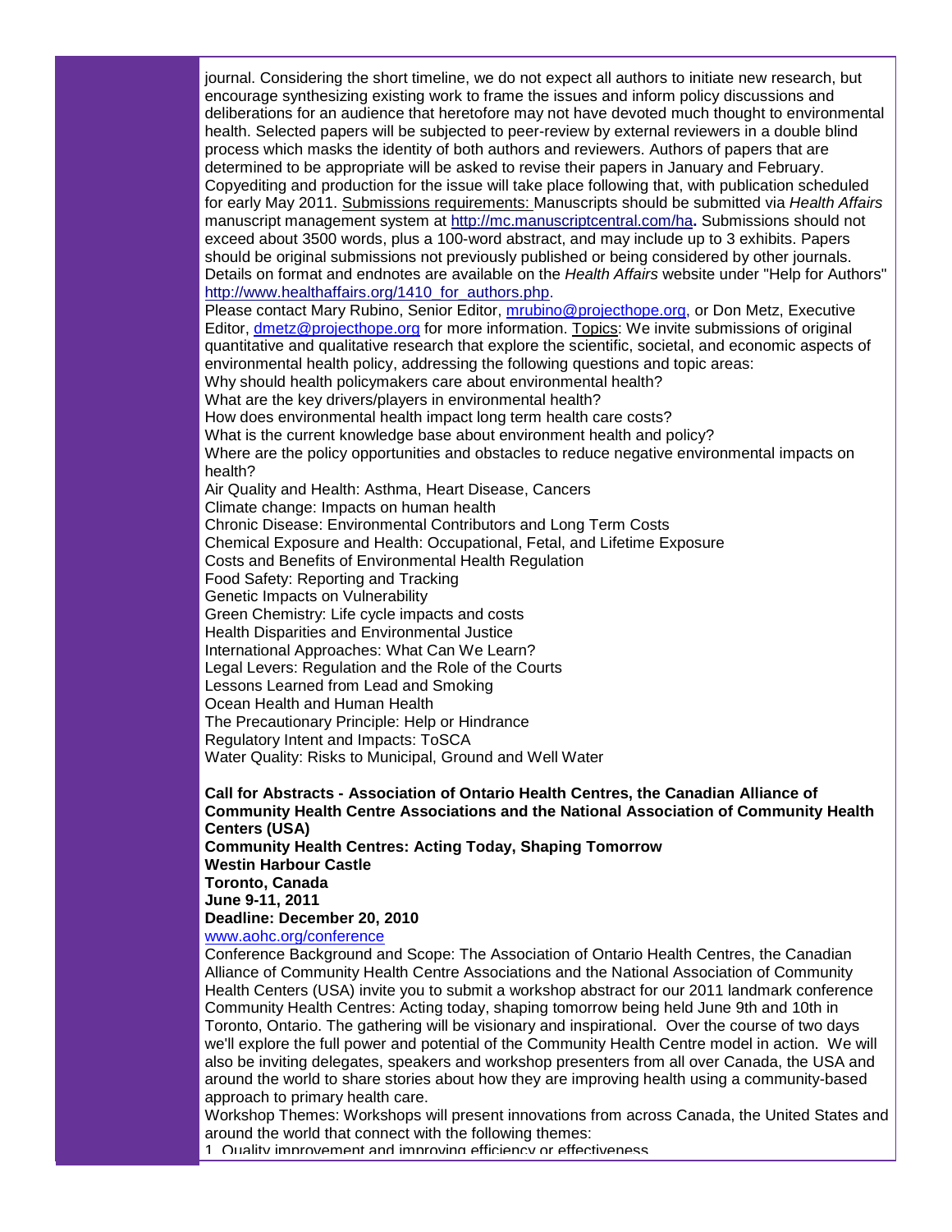journal. Considering the short timeline, we do not expect all authors to initiate new research, but encourage synthesizing existing work to frame the issues and inform policy discussions and deliberations for an audience that heretofore may not have devoted much thought to environmental health. Selected papers will be subjected to peer-review by external reviewers in a double blind process which masks the identity of both authors and reviewers. Authors of papers that are determined to be appropriate will be asked to revise their papers in January and February. Copyediting and production for the issue will take place following that, with publication scheduled for early May 2011. Submissions requirements: Manuscripts should be submitted via *Health Affairs* manuscript management system at http://mc.manuscriptcentral.com/ha. Submissions should not exceed about 3500 words, plus a 100-word abstract, and may include up to 3 exhibits. Papers should be original submissions not previously published or being considered by other journals. Details on format and endnotes are available on the *Health Affairs* website under "Help for Authors" http://www.healthaffairs.org/1410_for_authors.php.

Please contact Mary Rubino, Senior Editor, mrubino@projecthope.org, or Don Metz, Executive Editor, dmetz@projecthope.org for more information. Topics: We invite submissions of original quantitative and qualitative research that explore the scientific, societal, and economic aspects of environmental health policy, addressing the following questions and topic areas:

Why should health policymakers care about environmental health?
What are the key drivers/players in environmental health?
How does environmental health impact long term health care costs?
What is the current knowledge base about environment health and policy?
Where are the policy opportunities and obstacles to reduce negative environmental impacts on health?
Air Quality and Health: Asthma, Heart Disease, Cancers
Climate change: Impacts on human health
Chronic Disease: Environmental Contributors and Long Term Costs
Chemical Exposure and Health: Occupational, Fetal, and Lifetime Exposure
Costs and Benefits of Environmental Health Regulation
Food Safety: Reporting and Tracking
Genetic Impacts on Vulnerability
Green Chemistry: Life cycle impacts and costs
Health Disparities and Environmental Justice
International Approaches: What Can We Learn?
Legal Levers: Regulation and the Role of the Courts
Lessons Learned from Lead and Smoking
Ocean Health and Human Health
The Precautionary Principle: Help or Hindrance
Regulatory Intent and Impacts: ToSCA
Water Quality: Risks to Municipal, Ground and Well Water

**Call for Abstracts - Association of Ontario Health Centres, the Canadian Alliance of Community Health Centre Associations and the National Association of Community Health Centers (USA)**
**Community Health Centres: Acting Today, Shaping Tomorrow**
**Westin Harbour Castle**
**Toronto, Canada**
**June 9-11, 2011**
**Deadline: December 20, 2010**
www.aohc.org/conference

Conference Background and Scope: The Association of Ontario Health Centres, the Canadian Alliance of Community Health Centre Associations and the National Association of Community Health Centers (USA) invite you to submit a workshop abstract for our 2011 landmark conference Community Health Centres: Acting today, shaping tomorrow being held June 9th and 10th in Toronto, Ontario. The gathering will be visionary and inspirational. Over the course of two days we'll explore the full power and potential of the Community Health Centre model in action. We will also be inviting delegates, speakers and workshop presenters from all over Canada, the USA and around the world to share stories about how they are improving health using a community-based approach to primary health care.

Workshop Themes: Workshops will present innovations from across Canada, the United States and around the world that connect with the following themes:

1. Quality improvement and improving efficiency or effectiveness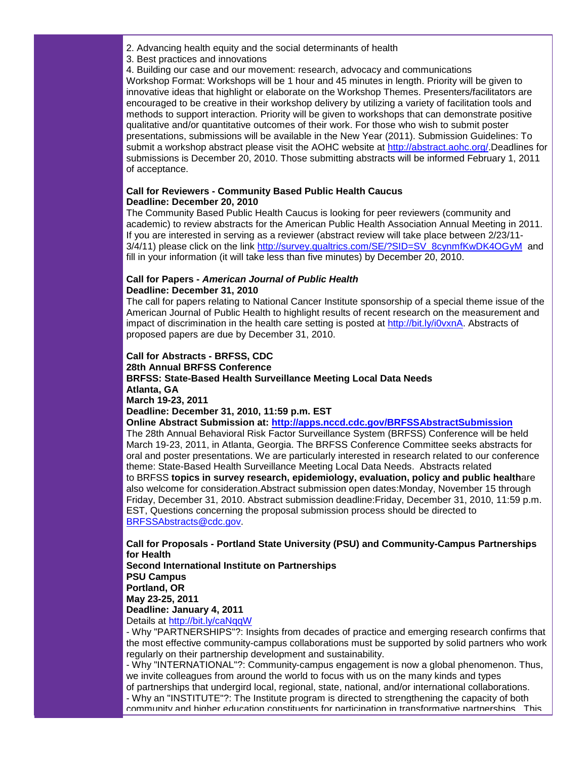2. Advancing health equity and the social determinants of health
3. Best practices and innovations
4. Building our case and our movement: research, advocacy and communications

Workshop Format: Workshops will be 1 hour and 45 minutes in length. Priority will be given to innovative ideas that highlight or elaborate on the Workshop Themes. Presenters/facilitators are encouraged to be creative in their workshop delivery by utilizing a variety of facilitation tools and methods to support interaction. Priority will be given to workshops that can demonstrate positive qualitative and/or quantitative outcomes of their work. For those who wish to submit poster presentations, submissions will be available in the New Year (2011). Submission Guidelines: To submit a workshop abstract please visit the AOHC website at http://abstract.aohc.org/.Deadlines for submissions is December 20, 2010. Those submitting abstracts will be informed February 1, 2011 of acceptance.

**Call for Reviewers - Community Based Public Health Caucus**
**Deadline: December 20, 2010**

The Community Based Public Health Caucus is looking for peer reviewers (community and academic) to review abstracts for the American Public Health Association Annual Meeting in 2011. If you are interested in serving as a reviewer (abstract review will take place between 2/23/11-3/4/11) please click on the link http://survey.qualtrics.com/SE/?SID=SV_8cynmfKwDK4OGyM and fill in your information (it will take less than five minutes) by December 20, 2010.

**Call for Papers - *American Journal of Public Health***
**Deadline: December 31, 2010**

The call for papers relating to National Cancer Institute sponsorship of a special theme issue of the American Journal of Public Health to highlight results of recent research on the measurement and impact of discrimination in the health care setting is posted at http://bit.ly/i0vxnA. Abstracts of proposed papers are due by December 31, 2010.

**Call for Abstracts - BRFSS, CDC**
**28th Annual BRFSS Conference**
**BRFSS: State-Based Health Surveillance Meeting Local Data Needs**
**Atlanta, GA**
**March 19-23, 2011**
**Deadline: December 31, 2010, 11:59 p.m. EST**
**Online Abstract Submission at: http://apps.nccd.cdc.gov/BRFSSAbstractSubmission**

The 28th Annual Behavioral Risk Factor Surveillance System (BRFSS) Conference will be held March 19-23, 2011, in Atlanta, Georgia. The BRFSS Conference Committee seeks abstracts for oral and poster presentations. We are particularly interested in research related to our conference theme: State-Based Health Surveillance Meeting Local Data Needs. Abstracts related to BRFSS **topics in survey research, epidemiology, evaluation, policy and public health**are also welcome for consideration.Abstract submission open dates:Monday, November 15 through Friday, December 31, 2010. Abstract submission deadline:Friday, December 31, 2010, 11:59 p.m. EST, Questions concerning the proposal submission process should be directed to BRFSSAbstracts@cdc.gov.

**Call for Proposals - Portland State University (PSU) and Community-Campus Partnerships for Health**
**Second International Institute on Partnerships**
**PSU Campus**
**Portland, OR**
**May 23-25, 2011**
**Deadline: January 4, 2011**

Details at http://bit.ly/caNqqW

- Why "PARTNERSHIPS"?: Insights from decades of practice and emerging research confirms that the most effective community-campus collaborations must be supported by solid partners who work regularly on their partnership development and sustainability.
- Why "INTERNATIONAL"?: Community-campus engagement is now a global phenomenon. Thus, we invite colleagues from around the world to focus with us on the many kinds and types of partnerships that undergird local, regional, state, national, and/or international collaborations.
- Why an "INSTITUTE"?: The Institute program is directed to strengthening the capacity of both community and higher education constituents for participation in transformative partnerships. This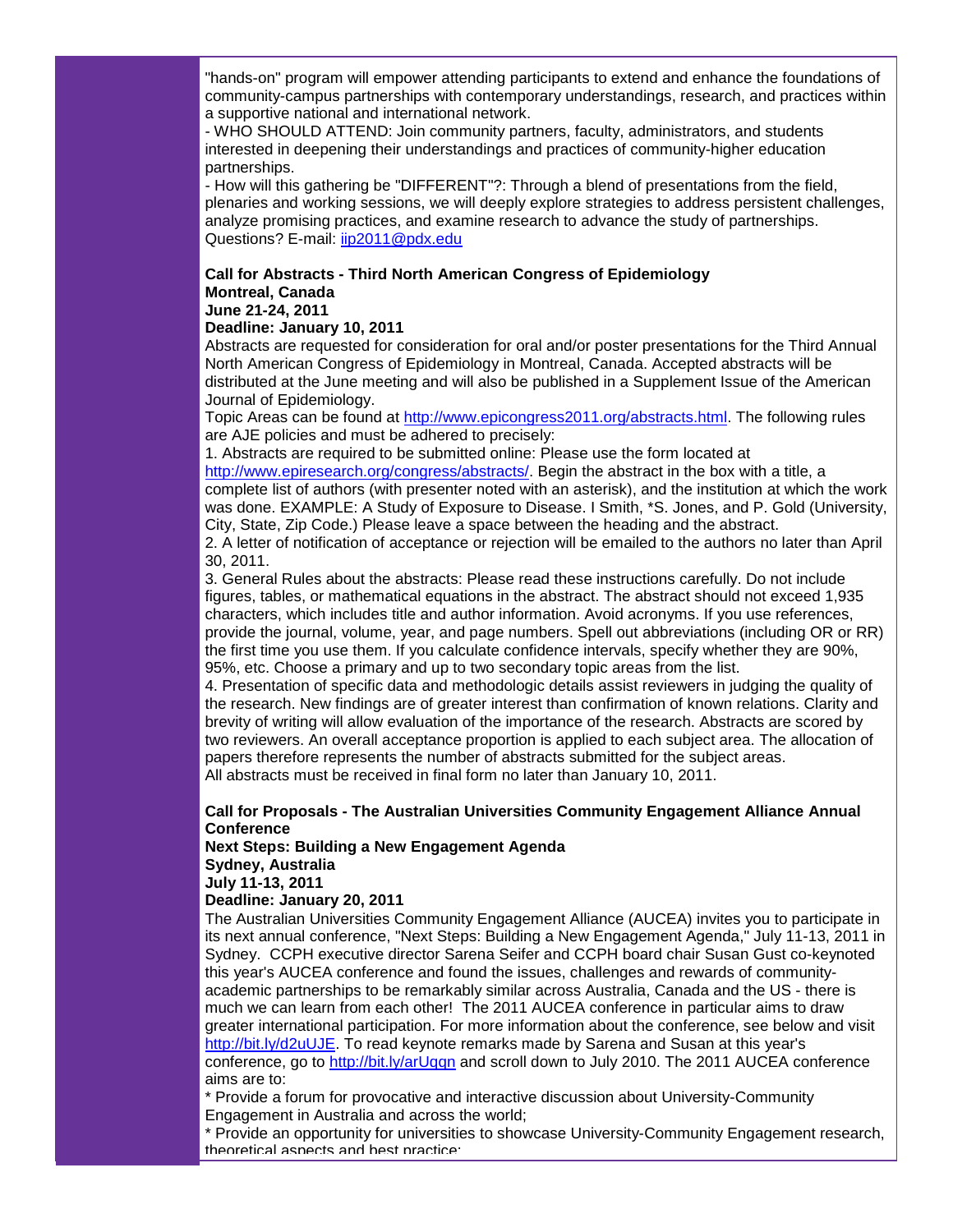"hands-on" program will empower attending participants to extend and enhance the foundations of community-campus partnerships with contemporary understandings, research, and practices within a supportive national and international network.

- WHO SHOULD ATTEND: Join community partners, faculty, administrators, and students interested in deepening their understandings and practices of community-higher education partnerships.
- How will this gathering be "DIFFERENT"?: Through a blend of presentations from the field, plenaries and working sessions, we will deeply explore strategies to address persistent challenges, analyze promising practices, and examine research to advance the study of partnerships.

Questions? E-mail: iip2011@pdx.edu

**Call for Abstracts - Third North American Congress of Epidemiology**
**Montreal, Canada**
**June 21-24, 2011**
**Deadline: January 10, 2011**

Abstracts are requested for consideration for oral and/or poster presentations for the Third Annual North American Congress of Epidemiology in Montreal, Canada. Accepted abstracts will be distributed at the June meeting and will also be published in a Supplement Issue of the American Journal of Epidemiology.

Topic Areas can be found at http://www.epicongress2011.org/abstracts.html. The following rules are AJE policies and must be adhered to precisely:

1. Abstracts are required to be submitted online: Please use the form located at http://www.epiresearch.org/congress/abstracts/. Begin the abstract in the box with a title, a complete list of authors (with presenter noted with an asterisk), and the institution at which the work was done. EXAMPLE: A Study of Exposure to Disease. I Smith, *S. Jones, and P. Gold (University, City, State, Zip Code.) Please leave a space between the heading and the abstract.
2. A letter of notification of acceptance or rejection will be emailed to the authors no later than April 30, 2011.
3. General Rules about the abstracts: Please read these instructions carefully. Do not include figures, tables, or mathematical equations in the abstract. The abstract should not exceed 1,935 characters, which includes title and author information. Avoid acronyms. If you use references, provide the journal, volume, year, and page numbers. Spell out abbreviations (including OR or RR) the first time you use them. If you calculate confidence intervals, specify whether they are 90%, 95%, etc. Choose a primary and up to two secondary topic areas from the list.
4. Presentation of specific data and methodologic details assist reviewers in judging the quality of the research. New findings are of greater interest than confirmation of known relations. Clarity and brevity of writing will allow evaluation of the importance of the research. Abstracts are scored by two reviewers. An overall acceptance proportion is applied to each subject area. The allocation of papers therefore represents the number of abstracts submitted for the subject areas.

All abstracts must be received in final form no later than January 10, 2011.

**Call for Proposals - The Australian Universities Community Engagement Alliance Annual Conference**
**Next Steps: Building a New Engagement Agenda**
**Sydney, Australia**
**July 11-13, 2011**
**Deadline: January 20, 2011**

The Australian Universities Community Engagement Alliance (AUCEA) invites you to participate in its next annual conference, "Next Steps: Building a New Engagement Agenda," July 11-13, 2011 in Sydney. CCPH executive director Sarena Seifer and CCPH board chair Susan Gust co-keynoted this year's AUCEA conference and found the issues, challenges and rewards of community-academic partnerships to be remarkably similar across Australia, Canada and the US - there is much we can learn from each other! The 2011 AUCEA conference in particular aims to draw greater international participation. For more information about the conference, see below and visit http://bit.ly/d2uUJE. To read keynote remarks made by Sarena and Susan at this year's conference, go to http://bit.ly/arUqqn and scroll down to July 2010. The 2011 AUCEA conference aims are to:

* Provide a forum for provocative and interactive discussion about University-Community Engagement in Australia and across the world;
* Provide an opportunity for universities to showcase University-Community Engagement research, theoretical aspects and best practice;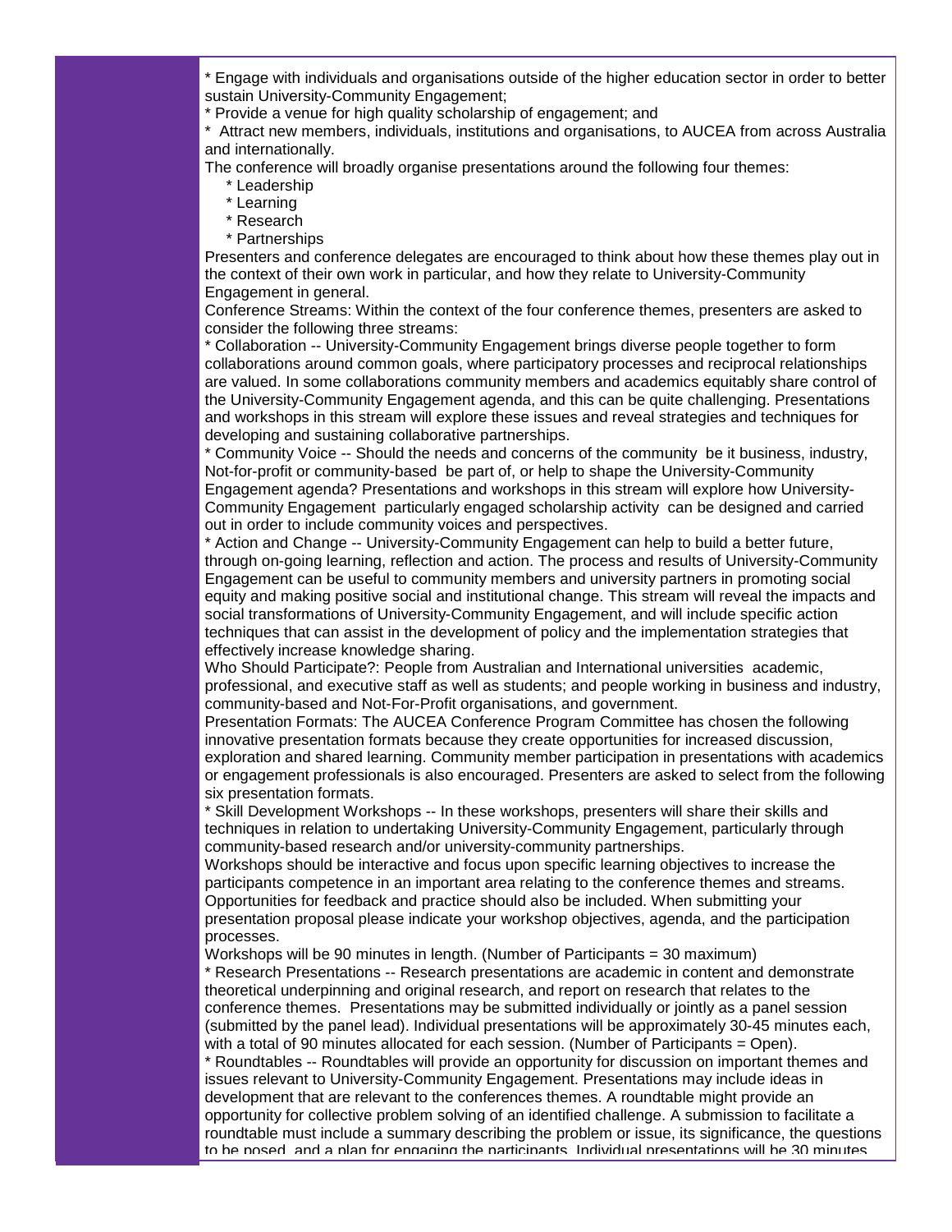* Engage with individuals and organisations outside of the higher education sector in order to better sustain University-Community Engagement;

* Provide a venue for high quality scholarship of engagement; and

* Attract new members, individuals, institutions and organisations, to AUCEA from across Australia and internationally.

The conference will broadly organise presentations around the following four themes:

* Leadership
* Learning
* Research
* Partnerships

Presenters and conference delegates are encouraged to think about how these themes play out in the context of their own work in particular, and how they relate to University-Community Engagement in general.

Conference Streams: Within the context of the four conference themes, presenters are asked to consider the following three streams:

* Collaboration -- University-Community Engagement brings diverse people together to form collaborations around common goals, where participatory processes and reciprocal relationships are valued. In some collaborations community members and academics equitably share control of the University-Community Engagement agenda, and this can be quite challenging. Presentations and workshops in this stream will explore these issues and reveal strategies and techniques for developing and sustaining collaborative partnerships.

* Community Voice -- Should the needs and concerns of the community be it business, industry, Not-for-profit or community-based be part of, or help to shape the University-Community Engagement agenda? Presentations and workshops in this stream will explore how University-Community Engagement particularly engaged scholarship activity can be designed and carried out in order to include community voices and perspectives.

* Action and Change -- University-Community Engagement can help to build a better future, through on-going learning, reflection and action. The process and results of University-Community Engagement can be useful to community members and university partners in promoting social equity and making positive social and institutional change. This stream will reveal the impacts and social transformations of University-Community Engagement, and will include specific action techniques that can assist in the development of policy and the implementation strategies that effectively increase knowledge sharing.

Who Should Participate?: People from Australian and International universities academic, professional, and executive staff as well as students; and people working in business and industry, community-based and Not-For-Profit organisations, and government.

Presentation Formats: The AUCEA Conference Program Committee has chosen the following innovative presentation formats because they create opportunities for increased discussion, exploration and shared learning. Community member participation in presentations with academics or engagement professionals is also encouraged. Presenters are asked to select from the following six presentation formats.

* Skill Development Workshops -- In these workshops, presenters will share their skills and techniques in relation to undertaking University-Community Engagement, particularly through community-based research and/or university-community partnerships.

Workshops should be interactive and focus upon specific learning objectives to increase the participants competence in an important area relating to the conference themes and streams. Opportunities for feedback and practice should also be included. When submitting your presentation proposal please indicate your workshop objectives, agenda, and the participation processes.

Workshops will be 90 minutes in length. (Number of Participants = 30 maximum)

* Research Presentations -- Research presentations are academic in content and demonstrate theoretical underpinning and original research, and report on research that relates to the conference themes. Presentations may be submitted individually or jointly as a panel session (submitted by the panel lead). Individual presentations will be approximately 30-45 minutes each, with a total of 90 minutes allocated for each session. (Number of Participants = Open).

* Roundtables -- Roundtables will provide an opportunity for discussion on important themes and issues relevant to University-Community Engagement. Presentations may include ideas in development that are relevant to the conferences themes. A roundtable might provide an opportunity for collective problem solving of an identified challenge. A submission to facilitate a roundtable must include a summary describing the problem or issue, its significance, the questions to be posed, and a plan for engaging the participants. Individual presentations will be 30 minutes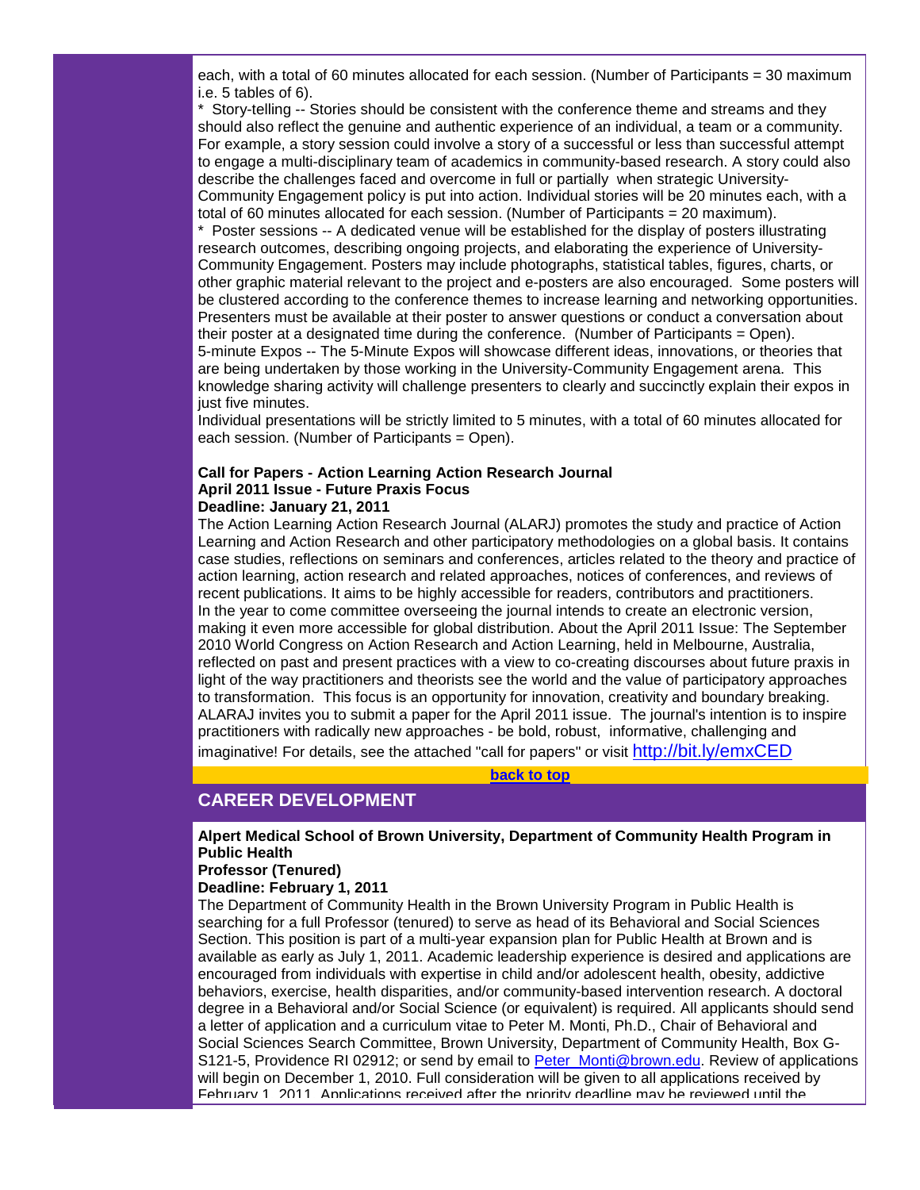each, with a total of 60 minutes allocated for each session. (Number of Participants = 30 maximum i.e. 5 tables of 6).

* Story-telling -- Stories should be consistent with the conference theme and streams and they should also reflect the genuine and authentic experience of an individual, a team or a community. For example, a story session could involve a story of a successful or less than successful attempt to engage a multi-disciplinary team of academics in community-based research. A story could also describe the challenges faced and overcome in full or partially when strategic University-Community Engagement policy is put into action. Individual stories will be 20 minutes each, with a total of 60 minutes allocated for each session. (Number of Participants = 20 maximum).

* Poster sessions -- A dedicated venue will be established for the display of posters illustrating research outcomes, describing ongoing projects, and elaborating the experience of University-Community Engagement. Posters may include photographs, statistical tables, figures, charts, or other graphic material relevant to the project and e-posters are also encouraged. Some posters will be clustered according to the conference themes to increase learning and networking opportunities. Presenters must be available at their poster to answer questions or conduct a conversation about their poster at a designated time during the conference. (Number of Participants = Open).

5-minute Expos -- The 5-Minute Expos will showcase different ideas, innovations, or theories that are being undertaken by those working in the University-Community Engagement arena. This knowledge sharing activity will challenge presenters to clearly and succinctly explain their expos in just five minutes.

Individual presentations will be strictly limited to 5 minutes, with a total of 60 minutes allocated for each session. (Number of Participants = Open).

**Call for Papers - Action Learning Action Research Journal**
**April 2011 Issue - Future Praxis Focus**
**Deadline: January 21, 2011**

The Action Learning Action Research Journal (ALARJ) promotes the study and practice of Action Learning and Action Research and other participatory methodologies on a global basis. It contains case studies, reflections on seminars and conferences, articles related to the theory and practice of action learning, action research and related approaches, notices of conferences, and reviews of recent publications. It aims to be highly accessible for readers, contributors and practitioners.

In the year to come committee overseeing the journal intends to create an electronic version, making it even more accessible for global distribution. About the April 2011 Issue: The September 2010 World Congress on Action Research and Action Learning, held in Melbourne, Australia, reflected on past and present practices with a view to co-creating discourses about future praxis in light of the way practitioners and theorists see the world and the value of participatory approaches to transformation. This focus is an opportunity for innovation, creativity and boundary breaking. ALARAJ invites you to submit a paper for the April 2011 issue. The journal's intention is to inspire practitioners with radically new approaches - be bold, robust, informative, challenging and imaginative! For details, see the attached "call for papers" or visit http://bit.ly/emxCED

**back to top**

## CAREER DEVELOPMENT

**Alpert Medical School of Brown University, Department of Community Health Program in Public Health**
**Professor (Tenured)**
**Deadline: February 1, 2011**

The Department of Community Health in the Brown University Program in Public Health is searching for a full Professor (tenured) to serve as head of its Behavioral and Social Sciences Section. This position is part of a multi-year expansion plan for Public Health at Brown and is available as early as July 1, 2011. Academic leadership experience is desired and applications are encouraged from individuals with expertise in child and/or adolescent health, obesity, addictive behaviors, exercise, health disparities, and/or community-based intervention research. A doctoral degree in a Behavioral and/or Social Science (or equivalent) is required. All applicants should send a letter of application and a curriculum vitae to Peter M. Monti, Ph.D., Chair of Behavioral and Social Sciences Search Committee, Brown University, Department of Community Health, Box G-S121-5, Providence RI 02912; or send by email to Peter_Monti@brown.edu. Review of applications will begin on December 1, 2010. Full consideration will be given to all applications received by February 1, 2011. Applications received after the priority deadline may be reviewed until the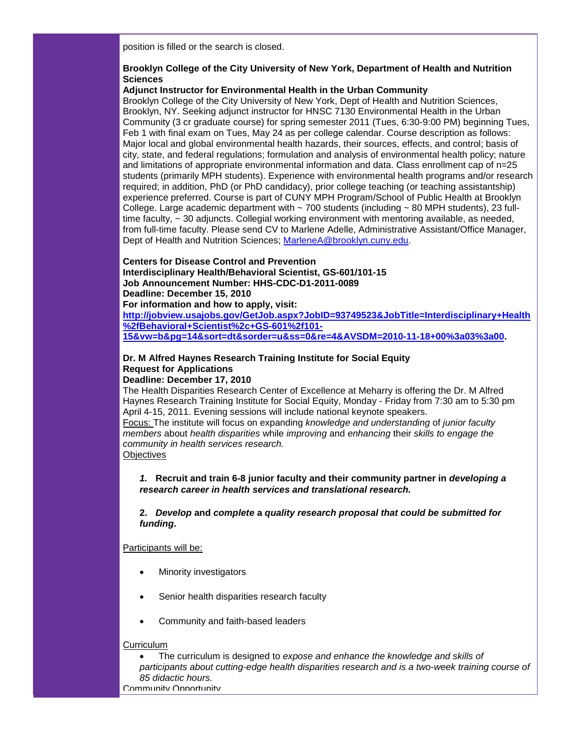position is filled or the search is closed.

**Brooklyn College of the City University of New York, Department of Health and Nutrition Sciences**
**Adjunct Instructor for Environmental Health in the Urban Community**
Brooklyn College of the City University of New York, Dept of Health and Nutrition Sciences, Brooklyn, NY. Seeking adjunct instructor for HNSC 7130 Environmental Health in the Urban Community (3 cr graduate course) for spring semester 2011 (Tues, 6:30-9:00 PM) beginning Tues, Feb 1 with final exam on Tues, May 24 as per college calendar. Course description as follows: Major local and global environmental health hazards, their sources, effects, and control; basis of city, state, and federal regulations; formulation and analysis of environmental health policy; nature and limitations of appropriate environmental information and data. Class enrollment cap of n=25 students (primarily MPH students). Experience with environmental health programs and/or research required; in addition, PhD (or PhD candidacy), prior college teaching (or teaching assistantship) experience preferred. Course is part of CUNY MPH Program/School of Public Health at Brooklyn College. Large academic department with ~ 700 students (including ~ 80 MPH students), 23 full-time faculty, ~ 30 adjuncts. Collegial working environment with mentoring available, as needed, from full-time faculty. Please send CV to Marlene Adelle, Administrative Assistant/Office Manager, Dept of Health and Nutrition Sciences; MarleneA@brooklyn.cuny.edu.

**Centers for Disease Control and Prevention**
**Interdisciplinary Health/Behavioral Scientist, GS-601/101-15**
**Job Announcement Number: HHS-CDC-D1-2011-0089**
**Deadline: December 15, 2010**
**For information and how to apply, visit:**
**http://jobview.usajobs.gov/GetJob.aspx?JobID=93749523&JobTitle=Interdisciplinary+Health%2fBehavioral+Scientist%2c+GS-601%2f101-15&vw=b&pg=14&sort=dt&sorder=u&ss=0&re=4&AVSDM=2010-11-18+00%3a03%3a00.**

**Dr. M Alfred Haynes Research Training Institute for Social Equity**
**Request for Applications**
**Deadline: December 17, 2010**
The Health Disparities Research Center of Excellence at Meharry is offering the Dr. M Alfred Haynes Research Training Institute for Social Equity, Monday - Friday from 7:30 am to 5:30 pm April 4-15, 2011. Evening sessions will include national keynote speakers.
Focus: The institute will focus on expanding *knowledge and understanding* of *junior faculty members* about *health disparities* while *improving* and *enhancing* their *skills to engage the community in health services research.*
Objectives

1. **Recruit and train 6-8 junior faculty and their community partner in *developing a research career in health services and translational research.***

2. ***Develop* and *complete* a *quality research proposal that could be submitted for funding*.**

Participants will be:

- Minority investigators
- Senior health disparities research faculty
- Community and faith-based leaders

Curriculum

- The curriculum is designed to *expose and enhance the knowledge and skills of participants about cutting-edge health disparities research and is a two-week training course of 85 didactic hours.*

Community Opportunity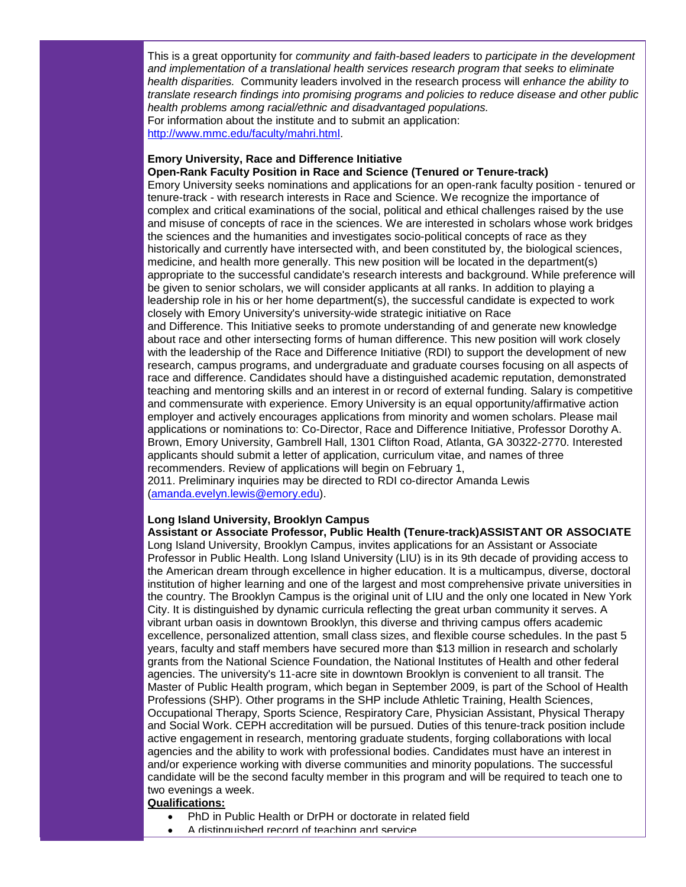This is a great opportunity for *community and faith-based leaders* to *participate in the development and implementation of a translational health services research program that seeks to eliminate health disparities.* Community leaders involved in the research process will *enhance the ability to translate research findings into promising programs and policies to reduce disease and other public health problems among racial/ethnic and disadvantaged populations.*
For information about the institute and to submit an application: [http://www.mmc.edu/faculty/mahri.html](http://www.mmc.edu/faculty/mahri.html).

**Emory University, Race and Difference Initiative**
**Open-Rank Faculty Position in Race and Science (Tenured or Tenure-track)**

Emory University seeks nominations and applications for an open-rank faculty position - tenured or tenure-track - with research interests in Race and Science. We recognize the importance of complex and critical examinations of the social, political and ethical challenges raised by the use and misuse of concepts of race in the sciences. We are interested in scholars whose work bridges the sciences and the humanities and investigates socio-political concepts of race as they historically and currently have intersected with, and been constituted by, the biological sciences, medicine, and health more generally. This new position will be located in the department(s) appropriate to the successful candidate's research interests and background. While preference will be given to senior scholars, we will consider applicants at all ranks. In addition to playing a leadership role in his or her home department(s), the successful candidate is expected to work closely with Emory University's university-wide strategic initiative on Race and Difference. This Initiative seeks to promote understanding of and generate new knowledge about race and other intersecting forms of human difference. This new position will work closely with the leadership of the Race and Difference Initiative (RDI) to support the development of new research, campus programs, and undergraduate and graduate courses focusing on all aspects of race and difference. Candidates should have a distinguished academic reputation, demonstrated teaching and mentoring skills and an interest in or record of external funding. Salary is competitive and commensurate with experience. Emory University is an equal opportunity/affirmative action employer and actively encourages applications from minority and women scholars. Please mail applications or nominations to: Co-Director, Race and Difference Initiative, Professor Dorothy A. Brown, Emory University, Gambrell Hall, 1301 Clifton Road, Atlanta, GA 30322-2770. Interested applicants should submit a letter of application, curriculum vitae, and names of three recommenders. Review of applications will begin on February 1, 2011. Preliminary inquiries may be directed to RDI co-director Amanda Lewis ([amanda.evelyn.lewis@emory.edu](mailto:amanda.evelyn.lewis@emory.edu)).

**Long Island University, Brooklyn Campus**
**Assistant or Associate Professor, Public Health (Tenure-track)ASSISTANT OR ASSOCIATE**

Long Island University, Brooklyn Campus, invites applications for an Assistant or Associate Professor in Public Health. Long Island University (LIU) is in its 9th decade of providing access to the American dream through excellence in higher education. It is a multicampus, diverse, doctoral institution of higher learning and one of the largest and most comprehensive private universities in the country. The Brooklyn Campus is the original unit of LIU and the only one located in New York City. It is distinguished by dynamic curricula reflecting the great urban community it serves. A vibrant urban oasis in downtown Brooklyn, this diverse and thriving campus offers academic excellence, personalized attention, small class sizes, and flexible course schedules. In the past 5 years, faculty and staff members have secured more than $13 million in research and scholarly grants from the National Science Foundation, the National Institutes of Health and other federal agencies. The university's 11-acre site in downtown Brooklyn is convenient to all transit. The Master of Public Health program, which began in September 2009, is part of the School of Health Professions (SHP). Other programs in the SHP include Athletic Training, Health Sciences, Occupational Therapy, Sports Science, Respiratory Care, Physician Assistant, Physical Therapy and Social Work. CEPH accreditation will be pursued. Duties of this tenure-track position include active engagement in research, mentoring graduate students, forging collaborations with local agencies and the ability to work with professional bodies. Candidates must have an interest in and/or experience working with diverse communities and minority populations. The successful candidate will be the second faculty member in this program and will be required to teach one to two evenings a week.

**Qualifications:**

- PhD in Public Health or DrPH or doctorate in related field
- A distinguished record of teaching and service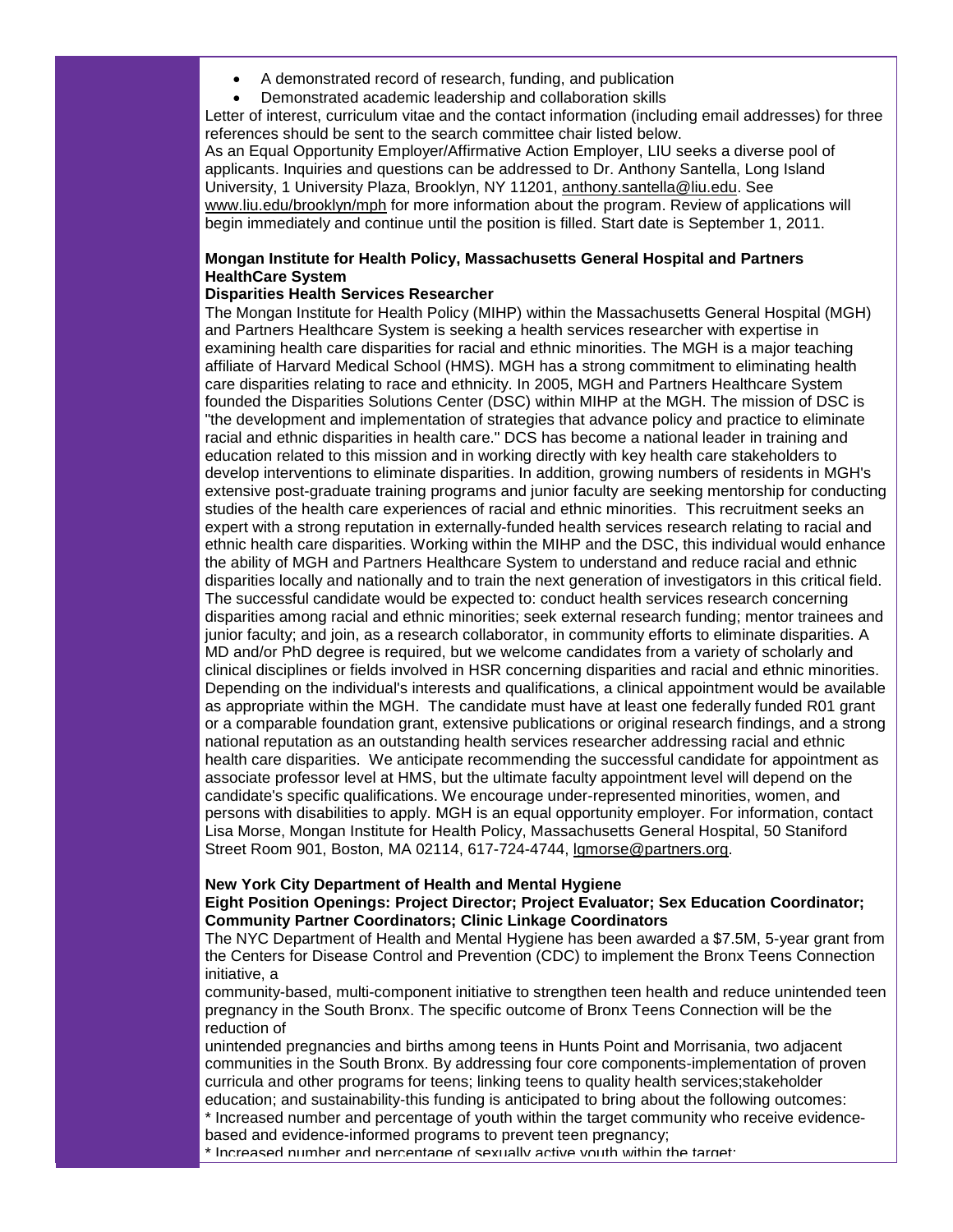- A demonstrated record of research, funding, and publication
- Demonstrated academic leadership and collaboration skills

Letter of interest, curriculum vitae and the contact information (including email addresses) for three references should be sent to the search committee chair listed below.

As an Equal Opportunity Employer/Affirmative Action Employer, LIU seeks a diverse pool of applicants. Inquiries and questions can be addressed to Dr. Anthony Santella, Long Island University, 1 University Plaza, Brooklyn, NY 11201, anthony.santella@liu.edu. See www.liu.edu/brooklyn/mph for more information about the program. Review of applications will begin immediately and continue until the position is filled. Start date is September 1, 2011.

**Mongan Institute for Health Policy, Massachusetts General Hospital and Partners HealthCare System**
**Disparities Health Services Researcher**

The Mongan Institute for Health Policy (MIHP) within the Massachusetts General Hospital (MGH) and Partners Healthcare System is seeking a health services researcher with expertise in examining health care disparities for racial and ethnic minorities. The MGH is a major teaching affiliate of Harvard Medical School (HMS). MGH has a strong commitment to eliminating health care disparities relating to race and ethnicity. In 2005, MGH and Partners Healthcare System founded the Disparities Solutions Center (DSC) within MIHP at the MGH. The mission of DSC is "the development and implementation of strategies that advance policy and practice to eliminate racial and ethnic disparities in health care." DCS has become a national leader in training and education related to this mission and in working directly with key health care stakeholders to develop interventions to eliminate disparities. In addition, growing numbers of residents in MGH's extensive post-graduate training programs and junior faculty are seeking mentorship for conducting studies of the health care experiences of racial and ethnic minorities. This recruitment seeks an expert with a strong reputation in externally-funded health services research relating to racial and ethnic health care disparities. Working within the MIHP and the DSC, this individual would enhance the ability of MGH and Partners Healthcare System to understand and reduce racial and ethnic disparities locally and nationally and to train the next generation of investigators in this critical field. The successful candidate would be expected to: conduct health services research concerning disparities among racial and ethnic minorities; seek external research funding; mentor trainees and junior faculty; and join, as a research collaborator, in community efforts to eliminate disparities. A MD and/or PhD degree is required, but we welcome candidates from a variety of scholarly and clinical disciplines or fields involved in HSR concerning disparities and racial and ethnic minorities. Depending on the individual's interests and qualifications, a clinical appointment would be available as appropriate within the MGH. The candidate must have at least one federally funded R01 grant or a comparable foundation grant, extensive publications or original research findings, and a strong national reputation as an outstanding health services researcher addressing racial and ethnic health care disparities. We anticipate recommending the successful candidate for appointment as associate professor level at HMS, but the ultimate faculty appointment level will depend on the candidate's specific qualifications. We encourage under-represented minorities, women, and persons with disabilities to apply. MGH is an equal opportunity employer. For information, contact Lisa Morse, Mongan Institute for Health Policy, Massachusetts General Hospital, 50 Staniford Street Room 901, Boston, MA 02114, 617-724-4744, lgmorse@partners.org.

**New York City Department of Health and Mental Hygiene**
**Eight Position Openings: Project Director; Project Evaluator; Sex Education Coordinator; Community Partner Coordinators; Clinic Linkage Coordinators**

The NYC Department of Health and Mental Hygiene has been awarded a $7.5M, 5-year grant from the Centers for Disease Control and Prevention (CDC) to implement the Bronx Teens Connection initiative, a community-based, multi-component initiative to strengthen teen health and reduce unintended teen pregnancy in the South Bronx. The specific outcome of Bronx Teens Connection will be the reduction of unintended pregnancies and births among teens in Hunts Point and Morrisania, two adjacent communities in the South Bronx. By addressing four core components-implementation of proven curricula and other programs for teens; linking teens to quality health services;stakeholder education; and sustainability-this funding is anticipated to bring about the following outcomes:

* Increased number and percentage of youth within the target community who receive evidence-based and evidence-informed programs to prevent teen pregnancy;
* Increased number and percentage of sexually active youth within the target;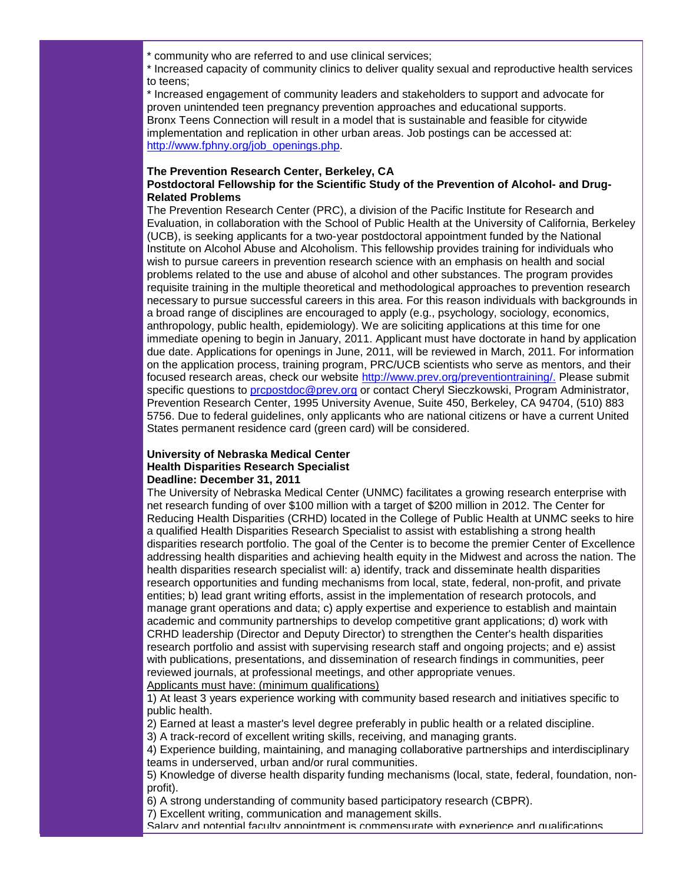* community who are referred to and use clinical services;
* Increased capacity of community clinics to deliver quality sexual and reproductive health services to teens;
* Increased engagement of community leaders and stakeholders to support and advocate for proven unintended teen pregnancy prevention approaches and educational supports.

Bronx Teens Connection will result in a model that is sustainable and feasible for citywide implementation and replication in other urban areas. Job postings can be accessed at: http://www.fphny.org/job_openings.php.

**The Prevention Research Center, Berkeley, CA**
**Postdoctoral Fellowship for the Scientific Study of the Prevention of Alcohol- and Drug-Related Problems**

The Prevention Research Center (PRC), a division of the Pacific Institute for Research and Evaluation, in collaboration with the School of Public Health at the University of California, Berkeley (UCB), is seeking applicants for a two-year postdoctoral appointment funded by the National Institute on Alcohol Abuse and Alcoholism. This fellowship provides training for individuals who wish to pursue careers in prevention research science with an emphasis on health and social problems related to the use and abuse of alcohol and other substances. The program provides requisite training in the multiple theoretical and methodological approaches to prevention research necessary to pursue successful careers in this area. For this reason individuals with backgrounds in a broad range of disciplines are encouraged to apply (e.g., psychology, sociology, economics, anthropology, public health, epidemiology). We are soliciting applications at this time for one immediate opening to begin in January, 2011. Applicant must have doctorate in hand by application due date. Applications for openings in June, 2011, will be reviewed in March, 2011. For information on the application process, training program, PRC/UCB scientists who serve as mentors, and their focused research areas, check our website http://www.prev.org/preventiontraining/. Please submit specific questions to prcpostdoc@prev.org or contact Cheryl Sieczkowski, Program Administrator, Prevention Research Center, 1995 University Avenue, Suite 450, Berkeley, CA 94704, (510) 883 5756. Due to federal guidelines, only applicants who are national citizens or have a current United States permanent residence card (green card) will be considered.

**University of Nebraska Medical Center**
**Health Disparities Research Specialist**
**Deadline: December 31, 2011**

The University of Nebraska Medical Center (UNMC) facilitates a growing research enterprise with net research funding of over $100 million with a target of $200 million in 2012. The Center for Reducing Health Disparities (CRHD) located in the College of Public Health at UNMC seeks to hire a qualified Health Disparities Research Specialist to assist with establishing a strong health disparities research portfolio. The goal of the Center is to become the premier Center of Excellence addressing health disparities and achieving health equity in the Midwest and across the nation. The health disparities research specialist will: a) identify, track and disseminate health disparities research opportunities and funding mechanisms from local, state, federal, non-profit, and private entities; b) lead grant writing efforts, assist in the implementation of research protocols, and manage grant operations and data; c) apply expertise and experience to establish and maintain academic and community partnerships to develop competitive grant applications; d) work with CRHD leadership (Director and Deputy Director) to strengthen the Center's health disparities research portfolio and assist with supervising research staff and ongoing projects; and e) assist with publications, presentations, and dissemination of research findings in communities, peer reviewed journals, at professional meetings, and other appropriate venues.

Applicants must have: (minimum qualifications)

1) At least 3 years experience working with community based research and initiatives specific to public health.
2) Earned at least a master's level degree preferably in public health or a related discipline.
3) A track-record of excellent writing skills, receiving, and managing grants.
4) Experience building, maintaining, and managing collaborative partnerships and interdisciplinary teams in underserved, urban and/or rural communities.
5) Knowledge of diverse health disparity funding mechanisms (local, state, federal, foundation, non-profit).
6) A strong understanding of community based participatory research (CBPR).
7) Excellent writing, communication and management skills.

Salary and potential faculty appointment is commensurate with experience and qualifications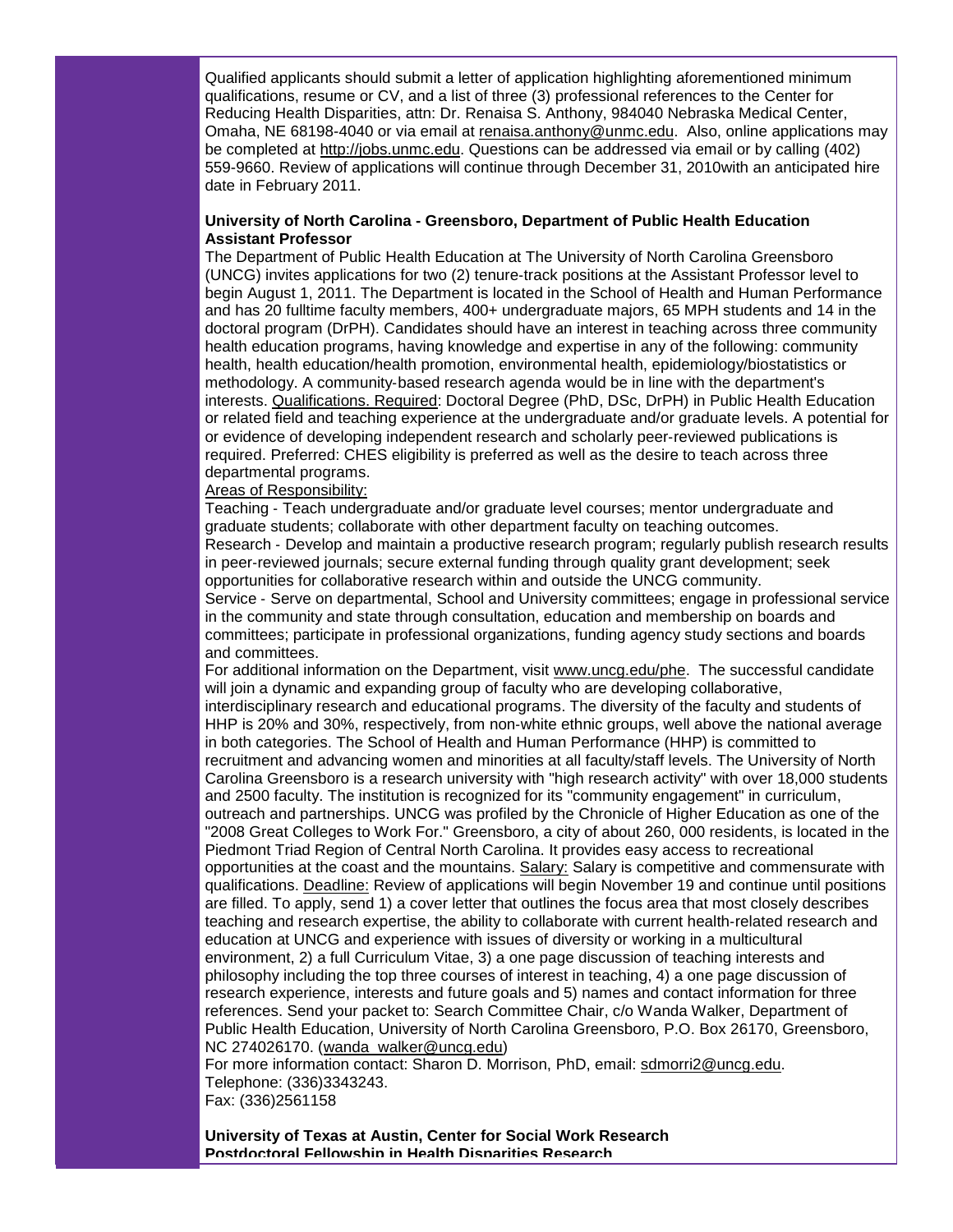Qualified applicants should submit a letter of application highlighting aforementioned minimum qualifications, resume or CV, and a list of three (3) professional references to the Center for Reducing Health Disparities, attn: Dr. Renaisa S. Anthony, 984040 Nebraska Medical Center, Omaha, NE 68198-4040 or via email at renaisa.anthony@unmc.edu. Also, online applications may be completed at http://jobs.unmc.edu. Questions can be addressed via email or by calling (402) 559-9660. Review of applications will continue through December 31, 2010with an anticipated hire date in February 2011.

**University of North Carolina - Greensboro, Department of Public Health Education Assistant Professor**

The Department of Public Health Education at The University of North Carolina Greensboro (UNCG) invites applications for two (2) tenure-track positions at the Assistant Professor level to begin August 1, 2011. The Department is located in the School of Health and Human Performance and has 20 fulltime faculty members, 400+ undergraduate majors, 65 MPH students and 14 in the doctoral program (DrPH). Candidates should have an interest in teaching across three community health education programs, having knowledge and expertise in any of the following: community health, health education/health promotion, environmental health, epidemiology/biostatistics or methodology. A community-based research agenda would be in line with the department's interests. Qualifications. Required: Doctoral Degree (PhD, DSc, DrPH) in Public Health Education or related field and teaching experience at the undergraduate and/or graduate levels. A potential for or evidence of developing independent research and scholarly peer-reviewed publications is required. Preferred: CHES eligibility is preferred as well as the desire to teach across three departmental programs.

Areas of Responsibility:

Teaching - Teach undergraduate and/or graduate level courses; mentor undergraduate and graduate students; collaborate with other department faculty on teaching outcomes.
Research - Develop and maintain a productive research program; regularly publish research results in peer-reviewed journals; secure external funding through quality grant development; seek opportunities for collaborative research within and outside the UNCG community.
Service - Serve on departmental, School and University committees; engage in professional service in the community and state through consultation, education and membership on boards and committees; participate in professional organizations, funding agency study sections and boards and committees.
For additional information on the Department, visit www.uncg.edu/phe. The successful candidate will join a dynamic and expanding group of faculty who are developing collaborative, interdisciplinary research and educational programs. The diversity of the faculty and students of HHP is 20% and 30%, respectively, from non-white ethnic groups, well above the national average in both categories. The School of Health and Human Performance (HHP) is committed to recruitment and advancing women and minorities at all faculty/staff levels. The University of North Carolina Greensboro is a research university with "high research activity" with over 18,000 students and 2500 faculty. The institution is recognized for its "community engagement" in curriculum, outreach and partnerships. UNCG was profiled by the Chronicle of Higher Education as one of the "2008 Great Colleges to Work For." Greensboro, a city of about 260, 000 residents, is located in the Piedmont Triad Region of Central North Carolina. It provides easy access to recreational opportunities at the coast and the mountains. Salary: Salary is competitive and commensurate with qualifications. Deadline: Review of applications will begin November 19 and continue until positions are filled. To apply, send 1) a cover letter that outlines the focus area that most closely describes teaching and research expertise, the ability to collaborate with current health-related research and education at UNCG and experience with issues of diversity or working in a multicultural environment, 2) a full Curriculum Vitae, 3) a one page discussion of teaching interests and philosophy including the top three courses of interest in teaching, 4) a one page discussion of research experience, interests and future goals and 5) names and contact information for three references. Send your packet to: Search Committee Chair, c/o Wanda Walker, Department of Public Health Education, University of North Carolina Greensboro, P.O. Box 26170, Greensboro, NC 274026170. (wanda_walker@uncg.edu)
For more information contact: Sharon D. Morrison, PhD, email: sdmorri2@uncg.edu.
Telephone: (336)3343243.
Fax: (336)2561158

**University of Texas at Austin, Center for Social Work Research Postdoctoral Fellowship in Health Disparities Research**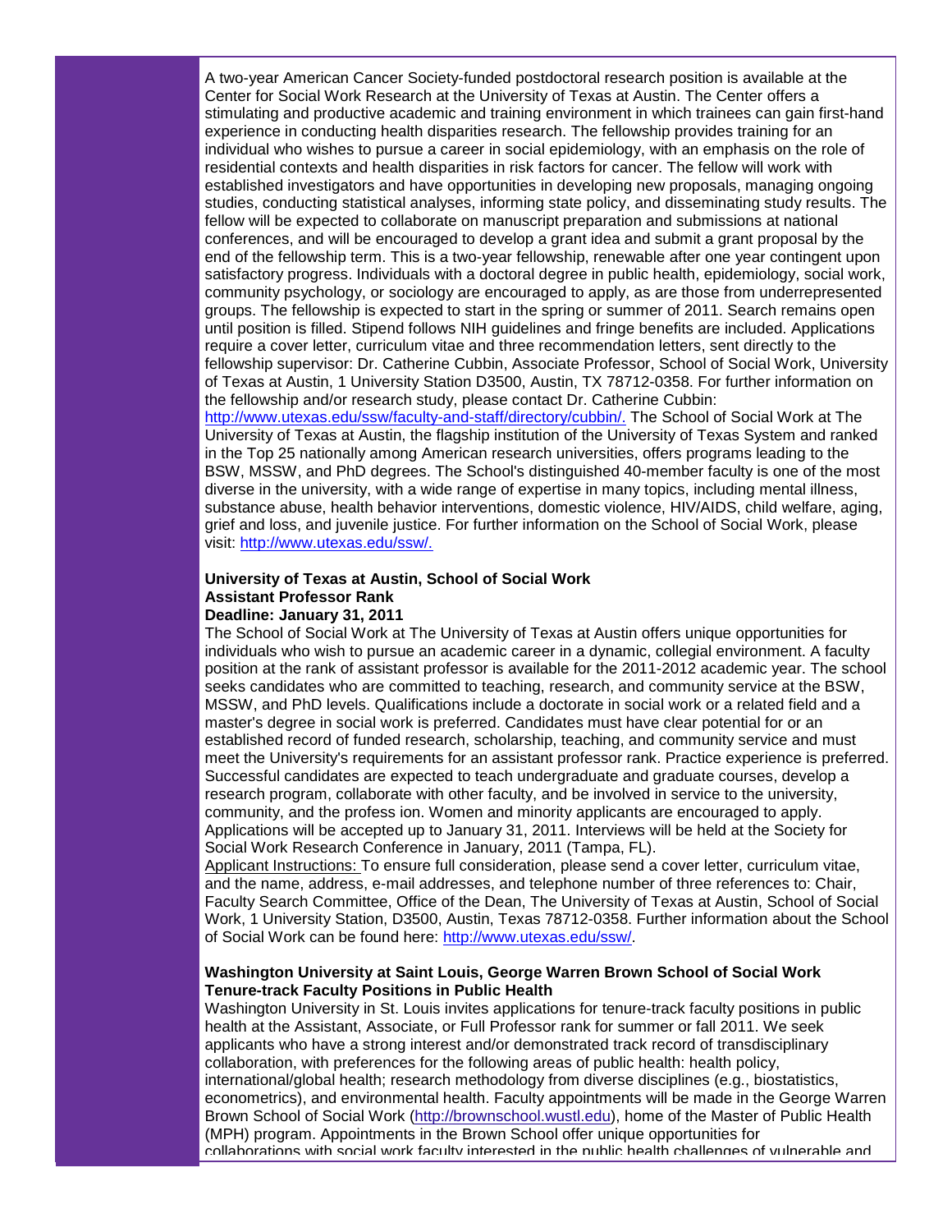A two-year American Cancer Society-funded postdoctoral research position is available at the Center for Social Work Research at the University of Texas at Austin. The Center offers a stimulating and productive academic and training environment in which trainees can gain first-hand experience in conducting health disparities research. The fellowship provides training for an individual who wishes to pursue a career in social epidemiology, with an emphasis on the role of residential contexts and health disparities in risk factors for cancer. The fellow will work with established investigators and have opportunities in developing new proposals, managing ongoing studies, conducting statistical analyses, informing state policy, and disseminating study results. The fellow will be expected to collaborate on manuscript preparation and submissions at national conferences, and will be encouraged to develop a grant idea and submit a grant proposal by the end of the fellowship term. This is a two-year fellowship, renewable after one year contingent upon satisfactory progress. Individuals with a doctoral degree in public health, epidemiology, social work, community psychology, or sociology are encouraged to apply, as are those from underrepresented groups. The fellowship is expected to start in the spring or summer of 2011. Search remains open until position is filled. Stipend follows NIH guidelines and fringe benefits are included. Applications require a cover letter, curriculum vitae and three recommendation letters, sent directly to the fellowship supervisor: Dr. Catherine Cubbin, Associate Professor, School of Social Work, University of Texas at Austin, 1 University Station D3500, Austin, TX 78712-0358. For further information on the fellowship and/or research study, please contact Dr. Catherine Cubbin: [http://www.utexas.edu/ssw/faculty-and-staff/directory/cubbin/.](http://www.utexas.edu/ssw/faculty-and-staff/directory/cubbin/) The School of Social Work at The University of Texas at Austin, the flagship institution of the University of Texas System and ranked in the Top 25 nationally among American research universities, offers programs leading to the BSW, MSSW, and PhD degrees. The School's distinguished 40-member faculty is one of the most diverse in the university, with a wide range of expertise in many topics, including mental illness, substance abuse, health behavior interventions, domestic violence, HIV/AIDS, child welfare, aging, grief and loss, and juvenile justice. For further information on the School of Social Work, please visit: [http://www.utexas.edu/ssw/.](http://www.utexas.edu/ssw/)

**University of Texas at Austin, School of Social Work**
**Assistant Professor Rank**
**Deadline: January 31, 2011**

The School of Social Work at The University of Texas at Austin offers unique opportunities for individuals who wish to pursue an academic career in a dynamic, collegial environment. A faculty position at the rank of assistant professor is available for the 2011-2012 academic year. The school seeks candidates who are committed to teaching, research, and community service at the BSW, MSSW, and PhD levels. Qualifications include a doctorate in social work or a related field and a master's degree in social work is preferred. Candidates must have clear potential for or an established record of funded research, scholarship, teaching, and community service and must meet the University's requirements for an assistant professor rank. Practice experience is preferred. Successful candidates are expected to teach undergraduate and graduate courses, develop a research program, collaborate with other faculty, and be involved in service to the university, community, and the profess ion. Women and minority applicants are encouraged to apply. Applications will be accepted up to January 31, 2011. Interviews will be held at the Society for Social Work Research Conference in January, 2011 (Tampa, FL).

Applicant Instructions: To ensure full consideration, please send a cover letter, curriculum vitae, and the name, address, e-mail addresses, and telephone number of three references to: Chair, Faculty Search Committee, Office of the Dean, The University of Texas at Austin, School of Social Work, 1 University Station, D3500, Austin, Texas 78712-0358. Further information about the School of Social Work can be found here: [http://www.utexas.edu/ssw/](http://www.utexas.edu/ssw/).

**Washington University at Saint Louis, George Warren Brown School of Social Work**
**Tenure-track Faculty Positions in Public Health**

Washington University in St. Louis invites applications for tenure-track faculty positions in public health at the Assistant, Associate, or Full Professor rank for summer or fall 2011. We seek applicants who have a strong interest and/or demonstrated track record of transdisciplinary collaboration, with preferences for the following areas of public health: health policy, international/global health; research methodology from diverse disciplines (e.g., biostatistics, econometrics), and environmental health. Faculty appointments will be made in the George Warren Brown School of Social Work ([http://brownschool.wustl.edu](http://brownschool.wustl.edu)), home of the Master of Public Health (MPH) program. Appointments in the Brown School offer unique opportunities for collaborations with social work faculty interested in the public health challenges of vulnerable and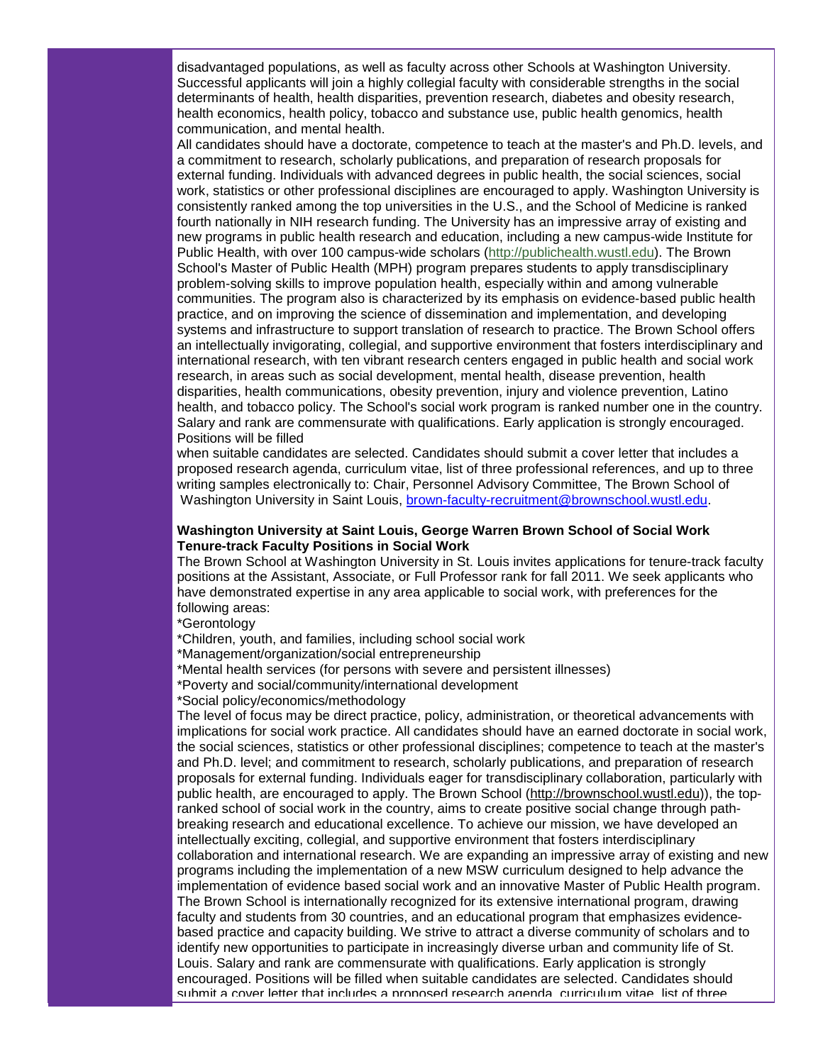disadvantaged populations, as well as faculty across other Schools at Washington University. Successful applicants will join a highly collegial faculty with considerable strengths in the social determinants of health, health disparities, prevention research, diabetes and obesity research, health economics, health policy, tobacco and substance use, public health genomics, health communication, and mental health.

All candidates should have a doctorate, competence to teach at the master's and Ph.D. levels, and a commitment to research, scholarly publications, and preparation of research proposals for external funding. Individuals with advanced degrees in public health, the social sciences, social work, statistics or other professional disciplines are encouraged to apply. Washington University is consistently ranked among the top universities in the U.S., and the School of Medicine is ranked fourth nationally in NIH research funding. The University has an impressive array of existing and new programs in public health research and education, including a new campus-wide Institute for Public Health, with over 100 campus-wide scholars (http://publichealth.wustl.edu). The Brown School's Master of Public Health (MPH) program prepares students to apply transdisciplinary problem-solving skills to improve population health, especially within and among vulnerable communities. The program also is characterized by its emphasis on evidence-based public health practice, and on improving the science of dissemination and implementation, and developing systems and infrastructure to support translation of research to practice. The Brown School offers an intellectually invigorating, collegial, and supportive environment that fosters interdisciplinary and international research, with ten vibrant research centers engaged in public health and social work research, in areas such as social development, mental health, disease prevention, health disparities, health communications, obesity prevention, injury and violence prevention, Latino health, and tobacco policy. The School's social work program is ranked number one in the country. Salary and rank are commensurate with qualifications. Early application is strongly encouraged. Positions will be filled when suitable candidates are selected. Candidates should submit a cover letter that includes a proposed research agenda, curriculum vitae, list of three professional references, and up to three writing samples electronically to: Chair, Personnel Advisory Committee, The Brown School of Washington University in Saint Louis, brown-faculty-recruitment@brownschool.wustl.edu.

**Washington University at Saint Louis, George Warren Brown School of Social Work**
**Tenure-track Faculty Positions in Social Work**

The Brown School at Washington University in St. Louis invites applications for tenure-track faculty positions at the Assistant, Associate, or Full Professor rank for fall 2011. We seek applicants who have demonstrated expertise in any area applicable to social work, with preferences for the following areas:

*Gerontology
*Children, youth, and families, including school social work
*Management/organization/social entrepreneurship
*Mental health services (for persons with severe and persistent illnesses)
*Poverty and social/community/international development
*Social policy/economics/methodology

The level of focus may be direct practice, policy, administration, or theoretical advancements with implications for social work practice. All candidates should have an earned doctorate in social work, the social sciences, statistics or other professional disciplines; competence to teach at the master's and Ph.D. level; and commitment to research, scholarly publications, and preparation of research proposals for external funding. Individuals eager for transdisciplinary collaboration, particularly with public health, are encouraged to apply. The Brown School (http://brownschool.wustl.edu)), the top-ranked school of social work in the country, aims to create positive social change through path-breaking research and educational excellence. To achieve our mission, we have developed an intellectually exciting, collegial, and supportive environment that fosters interdisciplinary collaboration and international research. We are expanding an impressive array of existing and new programs including the implementation of a new MSW curriculum designed to help advance the implementation of evidence based social work and an innovative Master of Public Health program. The Brown School is internationally recognized for its extensive international program, drawing faculty and students from 30 countries, and an educational program that emphasizes evidence-based practice and capacity building. We strive to attract a diverse community of scholars and to identify new opportunities to participate in increasingly diverse urban and community life of St. Louis. Salary and rank are commensurate with qualifications. Early application is strongly encouraged. Positions will be filled when suitable candidates are selected. Candidates should submit a cover letter that includes a proposed research agenda, curriculum vitae, list of three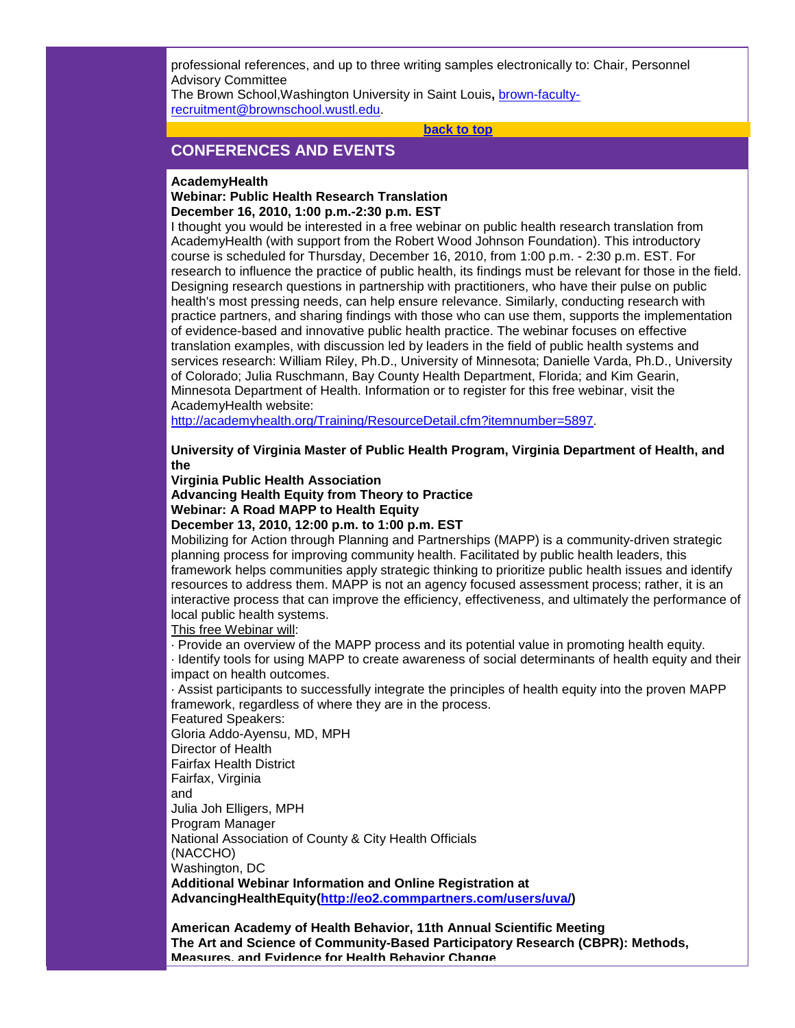professional references, and up to three writing samples electronically to: Chair, Personnel Advisory Committee
The Brown School,Washington University in Saint Louis**,** brown-faculty-recruitment@brownschool.wustl.edu.

**back to top**

## CONFERENCES AND EVENTS

**AcademyHealth**
**Webinar: Public Health Research Translation**
**December 16, 2010, 1:00 p.m.-2:30 p.m. EST**
I thought you would be interested in a free webinar on public health research translation from AcademyHealth (with support from the Robert Wood Johnson Foundation). This introductory course is scheduled for Thursday, December 16, 2010, from 1:00 p.m. - 2:30 p.m. EST. For research to influence the practice of public health, its findings must be relevant for those in the field. Designing research questions in partnership with practitioners, who have their pulse on public health's most pressing needs, can help ensure relevance. Similarly, conducting research with practice partners, and sharing findings with those who can use them, supports the implementation of evidence-based and innovative public health practice. The webinar focuses on effective translation examples, with discussion led by leaders in the field of public health systems and services research: William Riley, Ph.D., University of Minnesota; Danielle Varda, Ph.D., University of Colorado; Julia Ruschmann, Bay County Health Department, Florida; and Kim Gearin, Minnesota Department of Health. Information or to register for this free webinar, visit the AcademyHealth website:
http://academyhealth.org/Training/ResourceDetail.cfm?itemnumber=5897.

**University of Virginia Master of Public Health Program, Virginia Department of Health, and the**
**Virginia Public Health Association**
**Advancing Health Equity from Theory to Practice**
**Webinar: A Road MAPP to Health Equity**
**December 13, 2010, 12:00 p.m. to 1:00 p.m. EST**
Mobilizing for Action through Planning and Partnerships (MAPP) is a community-driven strategic planning process for improving community health. Facilitated by public health leaders, this framework helps communities apply strategic thinking to prioritize public health issues and identify resources to address them. MAPP is not an agency focused assessment process; rather, it is an interactive process that can improve the efficiency, effectiveness, and ultimately the performance of local public health systems.
This free Webinar will:
· Provide an overview of the MAPP process and its potential value in promoting health equity.
· Identify tools for using MAPP to create awareness of social determinants of health equity and their impact on health outcomes.
· Assist participants to successfully integrate the principles of health equity into the proven MAPP framework, regardless of where they are in the process.
Featured Speakers:
Gloria Addo-Ayensu, MD, MPH
Director of Health
Fairfax Health District
Fairfax, Virginia
and
Julia Joh Elligers, MPH
Program Manager
National Association of County & City Health Officials
(NACCHO)
Washington, DC
**Additional Webinar Information and Online Registration at AdvancingHealthEquity(http://eo2.commpartners.com/users/uva/)**

**American Academy of Health Behavior, 11th Annual Scientific Meeting**
**The Art and Science of Community-Based Participatory Research (CBPR): Methods, Measures, and Evidence for Health Behavior Change**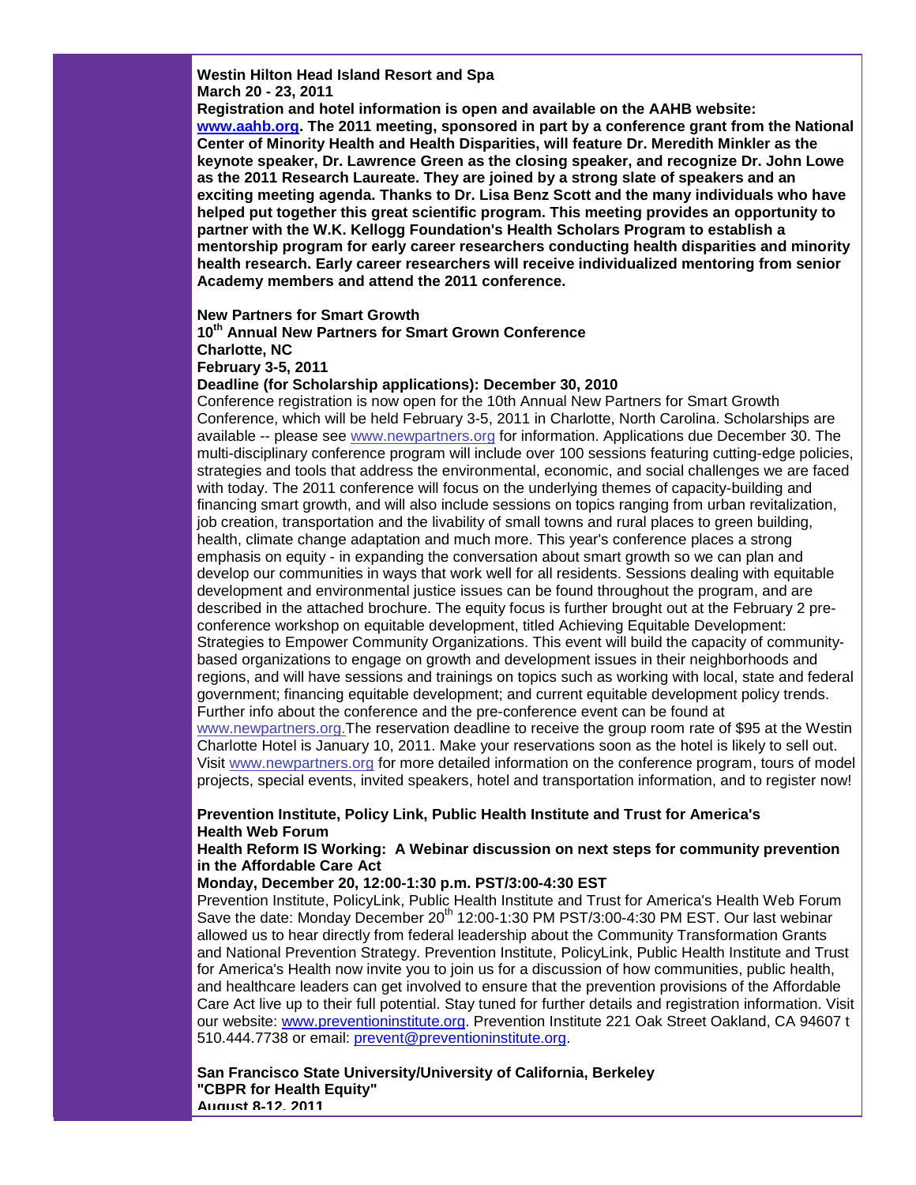**Westin Hilton Head Island Resort and Spa**
**March 20 - 23, 2011**
**Registration and hotel information is open and available on the AAHB website: www.aahb.org. The 2011 meeting, sponsored in part by a conference grant from the National Center of Minority Health and Health Disparities, will feature Dr. Meredith Minkler as the keynote speaker, Dr. Lawrence Green as the closing speaker, and recognize Dr. John Lowe as the 2011 Research Laureate. They are joined by a strong slate of speakers and an exciting meeting agenda. Thanks to Dr. Lisa Benz Scott and the many individuals who have helped put together this great scientific program. This meeting provides an opportunity to partner with the W.K. Kellogg Foundation's Health Scholars Program to establish a mentorship program for early career researchers conducting health disparities and minority health research. Early career researchers will receive individualized mentoring from senior Academy members and attend the 2011 conference.**

**New Partners for Smart Growth**
**10th Annual New Partners for Smart Grown Conference**
**Charlotte, NC**
**February 3-5, 2011**
**Deadline (for Scholarship applications): December 30, 2010**
Conference registration is now open for the 10th Annual New Partners for Smart Growth Conference, which will be held February 3-5, 2011 in Charlotte, North Carolina. Scholarships are available -- please see www.newpartners.org for information. Applications due December 30. The multi-disciplinary conference program will include over 100 sessions featuring cutting-edge policies, strategies and tools that address the environmental, economic, and social challenges we are faced with today. The 2011 conference will focus on the underlying themes of capacity-building and financing smart growth, and will also include sessions on topics ranging from urban revitalization, job creation, transportation and the livability of small towns and rural places to green building, health, climate change adaptation and much more. This year's conference places a strong emphasis on equity - in expanding the conversation about smart growth so we can plan and develop our communities in ways that work well for all residents. Sessions dealing with equitable development and environmental justice issues can be found throughout the program, and are described in the attached brochure. The equity focus is further brought out at the February 2 pre-conference workshop on equitable development, titled Achieving Equitable Development: Strategies to Empower Community Organizations. This event will build the capacity of community-based organizations to engage on growth and development issues in their neighborhoods and regions, and will have sessions and trainings on topics such as working with local, state and federal government; financing equitable development; and current equitable development policy trends. Further info about the conference and the pre-conference event can be found at www.newpartners.org.The reservation deadline to receive the group room rate of $95 at the Westin Charlotte Hotel is January 10, 2011. Make your reservations soon as the hotel is likely to sell out. Visit www.newpartners.org for more detailed information on the conference program, tours of model projects, special events, invited speakers, hotel and transportation information, and to register now!

**Prevention Institute, Policy Link, Public Health Institute and Trust for America's Health Web Forum**
**Health Reform IS Working: A Webinar discussion on next steps for community prevention in the Affordable Care Act**
**Monday, December 20, 12:00-1:30 p.m. PST/3:00-4:30 EST**
Prevention Institute, PolicyLink, Public Health Institute and Trust for America's Health Web Forum Save the date: Monday December 20th 12:00-1:30 PM PST/3:00-4:30 PM EST. Our last webinar allowed us to hear directly from federal leadership about the Community Transformation Grants and National Prevention Strategy. Prevention Institute, PolicyLink, Public Health Institute and Trust for America's Health now invite you to join us for a discussion of how communities, public health, and healthcare leaders can get involved to ensure that the prevention provisions of the Affordable Care Act live up to their full potential. Stay tuned for further details and registration information. Visit our website: www.preventioninstitute.org. Prevention Institute 221 Oak Street Oakland, CA 94607 t 510.444.7738 or email: prevent@preventioninstitute.org.

**San Francisco State University/University of California, Berkeley**
**"CBPR for Health Equity"**
**August 8-12, 2011**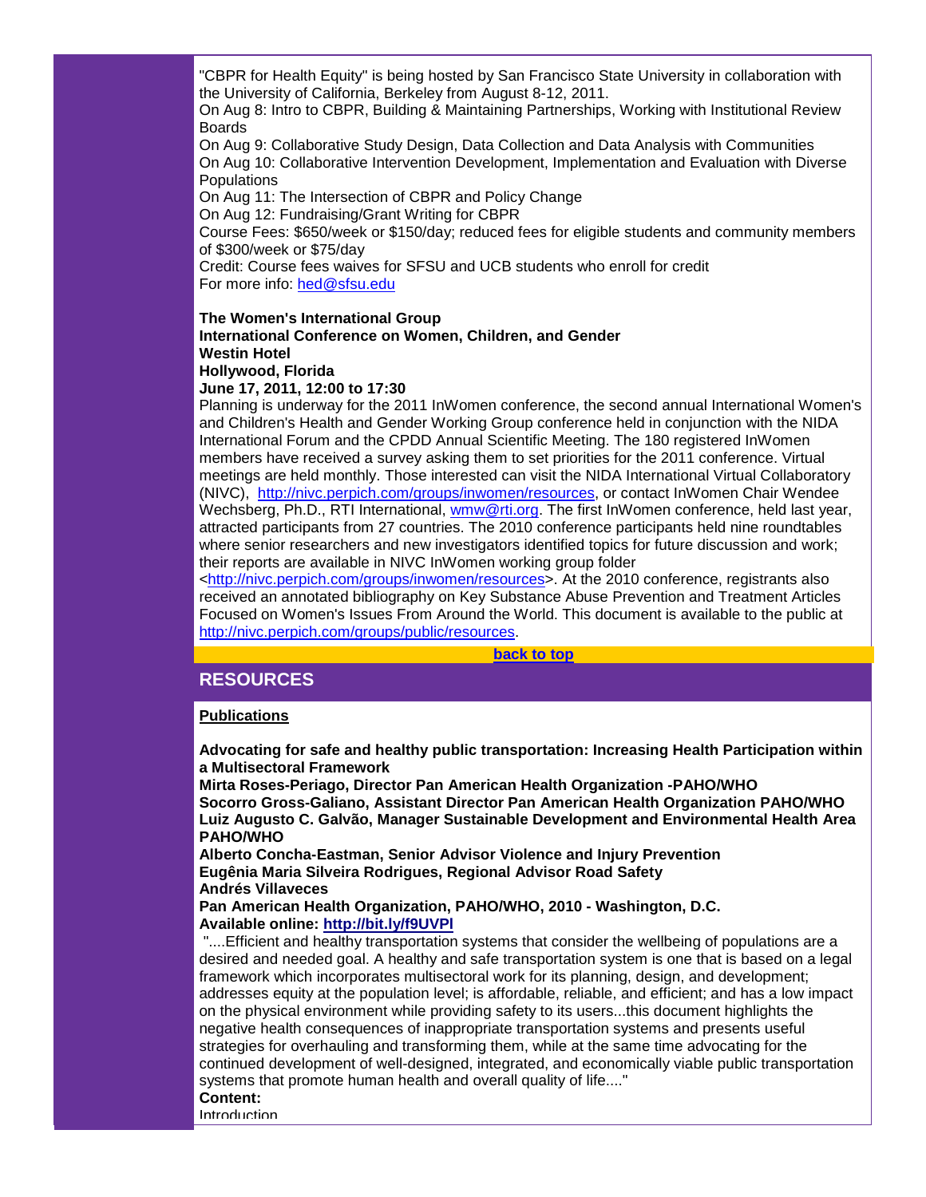"CBPR for Health Equity" is being hosted by San Francisco State University in collaboration with the University of California, Berkeley from August 8-12, 2011.
On Aug 8: Intro to CBPR, Building & Maintaining Partnerships, Working with Institutional Review Boards
On Aug 9: Collaborative Study Design, Data Collection and Data Analysis with Communities
On Aug 10: Collaborative Intervention Development, Implementation and Evaluation with Diverse Populations
On Aug 11: The Intersection of CBPR and Policy Change
On Aug 12: Fundraising/Grant Writing for CBPR
Course Fees: $650/week or $150/day; reduced fees for eligible students and community members of $300/week or $75/day
Credit: Course fees waives for SFSU and UCB students who enroll for credit
For more info: hed@sfsu.edu

**The Women's International Group**
**International Conference on Women, Children, and Gender**
**Westin Hotel**
**Hollywood, Florida**
**June 17, 2011, 12:00 to 17:30**
Planning is underway for the 2011 InWomen conference, the second annual International Women's and Children's Health and Gender Working Group conference held in conjunction with the NIDA International Forum and the CPDD Annual Scientific Meeting. The 180 registered InWomen members have received a survey asking them to set priorities for the 2011 conference. Virtual meetings are held monthly. Those interested can visit the NIDA International Virtual Collaboratory (NIVC), http://nivc.perpich.com/groups/inwomen/resources, or contact InWomen Chair Wendee Wechsberg, Ph.D., RTI International, wmw@rti.org. The first InWomen conference, held last year, attracted participants from 27 countries. The 2010 conference participants held nine roundtables where senior researchers and new investigators identified topics for future discussion and work; their reports are available in NIVC InWomen working group folder <http://nivc.perpich.com/groups/inwomen/resources>. At the 2010 conference, registrants also received an annotated bibliography on Key Substance Abuse Prevention and Treatment Articles Focused on Women's Issues From Around the World. This document is available to the public at http://nivc.perpich.com/groups/public/resources.

back to top

## RESOURCES

**Publications**

**Advocating for safe and healthy public transportation: Increasing Health Participation within a Multisectoral Framework**
**Mirta Roses-Periago, Director Pan American Health Organization -PAHO/WHO**
**Socorro Gross-Galiano, Assistant Director Pan American Health Organization PAHO/WHO**
**Luiz Augusto C. Galvão, Manager Sustainable Development and Environmental Health Area PAHO/WHO**
**Alberto Concha-Eastman, Senior Advisor Violence and Injury Prevention**
**Eugênia Maria Silveira Rodrigues, Regional Advisor Road Safety**
**Andrés Villaveces**
**Pan American Health Organization, PAHO/WHO, 2010 - Washington, D.C.**
**Available online: http://bit.ly/f9UVPl**
"....Efficient and healthy transportation systems that consider the wellbeing of populations are a desired and needed goal. A healthy and safe transportation system is one that is based on a legal framework which incorporates multisectoral work for its planning, design, and development; addresses equity at the population level; is affordable, reliable, and efficient; and has a low impact on the physical environment while providing safety to its users...this document highlights the negative health consequences of inappropriate transportation systems and presents useful strategies for overhauling and transforming them, while at the same time advocating for the continued development of well-designed, integrated, and economically viable public transportation systems that promote human health and overall quality of life...."
**Content:**
Introduction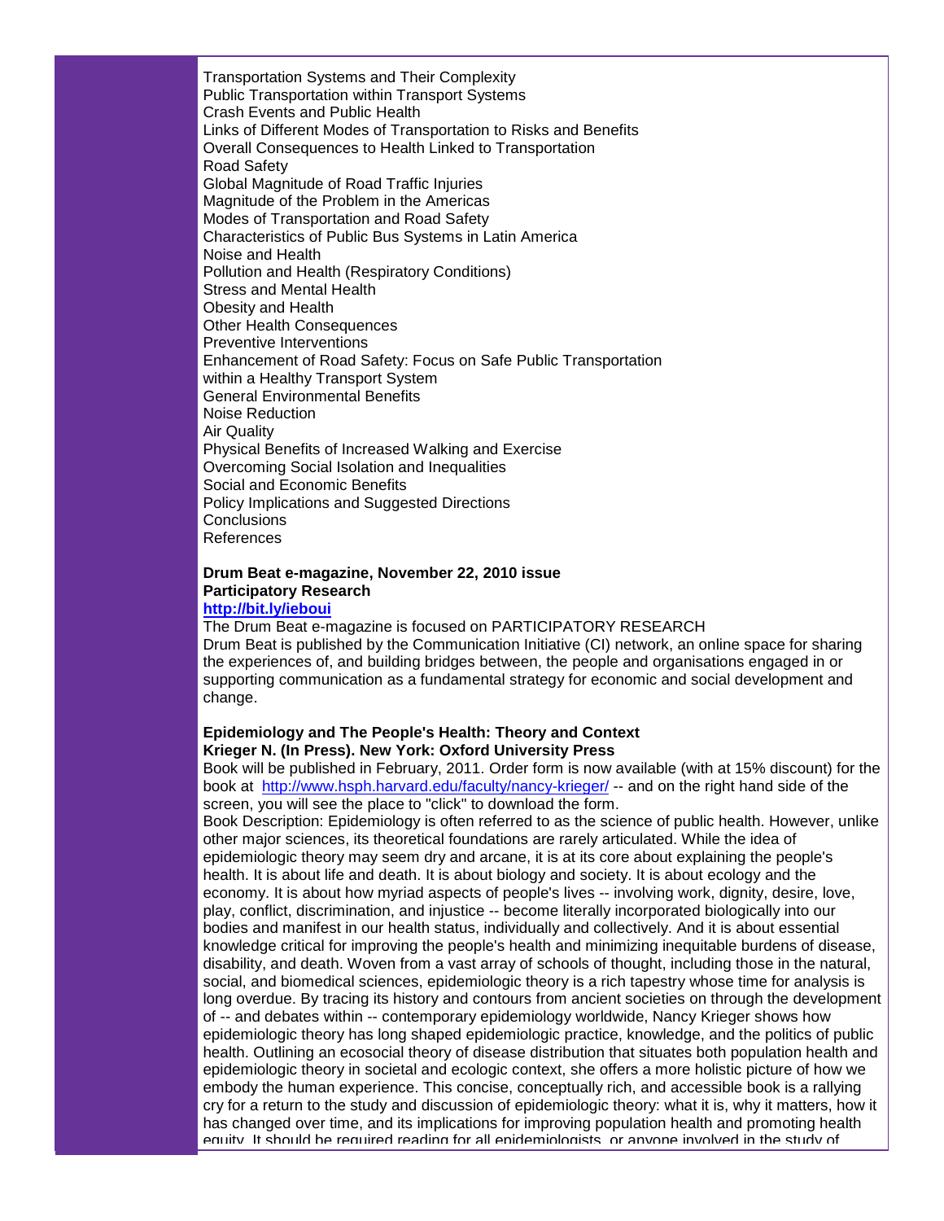Transportation Systems and Their Complexity
Public Transportation within Transport Systems
Crash Events and Public Health
Links of Different Modes of Transportation to Risks and Benefits
Overall Consequences to Health Linked to Transportation
Road Safety
Global Magnitude of Road Traffic Injuries
Magnitude of the Problem in the Americas
Modes of Transportation and Road Safety
Characteristics of Public Bus Systems in Latin America
Noise and Health
Pollution and Health (Respiratory Conditions)
Stress and Mental Health
Obesity and Health
Other Health Consequences
Preventive Interventions
Enhancement of Road Safety: Focus on Safe Public Transportation within a Healthy Transport System
General Environmental Benefits
Noise Reduction
Air Quality
Physical Benefits of Increased Walking and Exercise
Overcoming Social Isolation and Inequalities
Social and Economic Benefits
Policy Implications and Suggested Directions
Conclusions
References

**Drum Beat e-magazine, November 22, 2010 issue**
**Participatory Research**
**http://bit.ly/ieboui**

The Drum Beat e-magazine is focused on PARTICIPATORY RESEARCH
Drum Beat is published by the Communication Initiative (CI) network, an online space for sharing the experiences of, and building bridges between, the people and organisations engaged in or supporting communication as a fundamental strategy for economic and social development and change.

**Epidemiology and The People's Health: Theory and Context**
**Krieger N. (In Press). New York: Oxford University Press**

Book will be published in February, 2011. Order form is now available (with at 15% discount) for the book at http://www.hsph.harvard.edu/faculty/nancy-krieger/ -- and on the right hand side of the screen, you will see the place to "click" to download the form.

Book Description: Epidemiology is often referred to as the science of public health. However, unlike other major sciences, its theoretical foundations are rarely articulated. While the idea of epidemiologic theory may seem dry and arcane, it is at its core about explaining the people's health. It is about life and death. It is about biology and society. It is about ecology and the economy. It is about how myriad aspects of people's lives -- involving work, dignity, desire, love, play, conflict, discrimination, and injustice -- become literally incorporated biologically into our bodies and manifest in our health status, individually and collectively. And it is about essential knowledge critical for improving the people's health and minimizing inequitable burdens of disease, disability, and death. Woven from a vast array of schools of thought, including those in the natural, social, and biomedical sciences, epidemiologic theory is a rich tapestry whose time for analysis is long overdue. By tracing its history and contours from ancient societies on through the development of -- and debates within -- contemporary epidemiology worldwide, Nancy Krieger shows how epidemiologic theory has long shaped epidemiologic practice, knowledge, and the politics of public health. Outlining an ecosocial theory of disease distribution that situates both population health and epidemiologic theory in societal and ecologic context, she offers a more holistic picture of how we embody the human experience. This concise, conceptually rich, and accessible book is a rallying cry for a return to the study and discussion of epidemiologic theory: what it is, why it matters, how it has changed over time, and its implications for improving population health and promoting health equity. It should be required reading for all epidemiologists, or anyone involved in the study of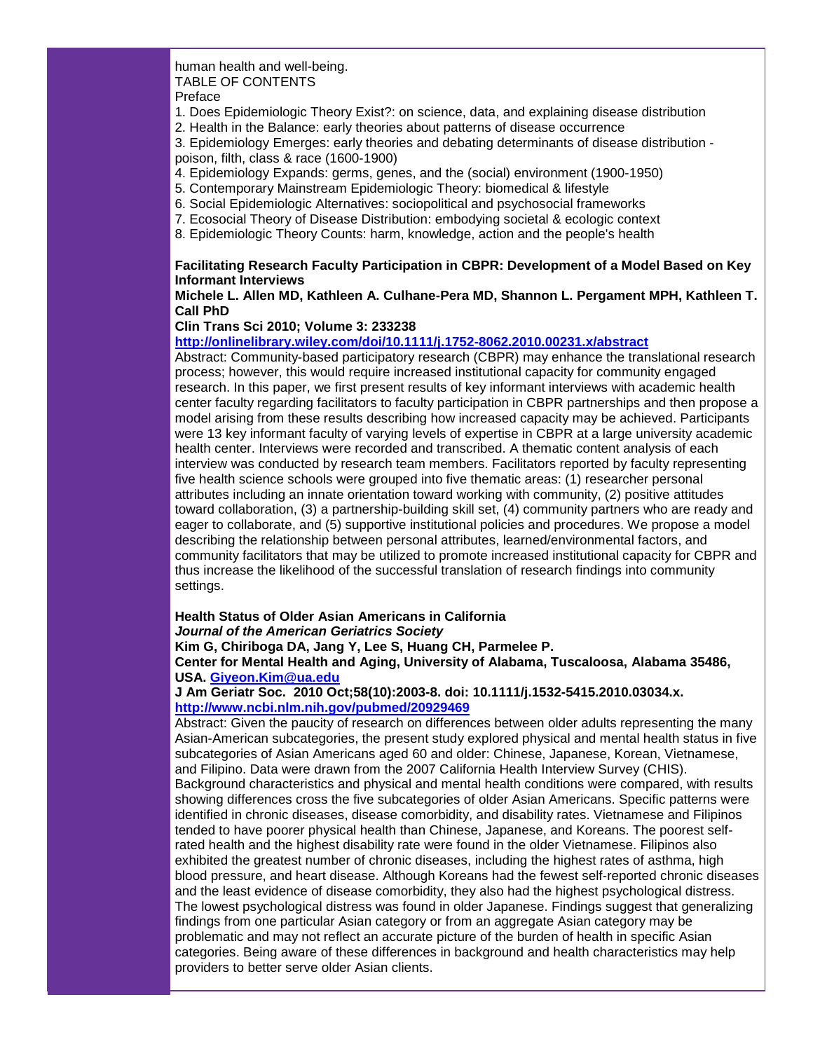human health and well-being.
TABLE OF CONTENTS
Preface

1. Does Epidemiologic Theory Exist?: on science, data, and explaining disease distribution
2. Health in the Balance: early theories about patterns of disease occurrence
3. Epidemiology Emerges: early theories and debating determinants of disease distribution - poison, filth, class & race (1600-1900)
4. Epidemiology Expands: germs, genes, and the (social) environment (1900-1950)
5. Contemporary Mainstream Epidemiologic Theory: biomedical & lifestyle
6. Social Epidemiologic Alternatives: sociopolitical and psychosocial frameworks
7. Ecosocial Theory of Disease Distribution: embodying societal & ecologic context
8. Epidemiologic Theory Counts: harm, knowledge, action and the people's health

**Facilitating Research Faculty Participation in CBPR: Development of a Model Based on Key Informant Interviews**
**Michele L. Allen MD, Kathleen A. Culhane-Pera MD, Shannon L. Pergament MPH, Kathleen T. Call PhD**
**Clin Trans Sci 2010; Volume 3: 233238**
**http://onlinelibrary.wiley.com/doi/10.1111/j.1752-8062.2010.00231.x/abstract**
Abstract: Community-based participatory research (CBPR) may enhance the translational research process; however, this would require increased institutional capacity for community engaged research. In this paper, we first present results of key informant interviews with academic health center faculty regarding facilitators to faculty participation in CBPR partnerships and then propose a model arising from these results describing how increased capacity may be achieved. Participants were 13 key informant faculty of varying levels of expertise in CBPR at a large university academic health center. Interviews were recorded and transcribed. A thematic content analysis of each interview was conducted by research team members. Facilitators reported by faculty representing five health science schools were grouped into five thematic areas: (1) researcher personal attributes including an innate orientation toward working with community, (2) positive attitudes toward collaboration, (3) a partnership-building skill set, (4) community partners who are ready and eager to collaborate, and (5) supportive institutional policies and procedures. We propose a model describing the relationship between personal attributes, learned/environmental factors, and community facilitators that may be utilized to promote increased institutional capacity for CBPR and thus increase the likelihood of the successful translation of research findings into community settings.

**Health Status of Older Asian Americans in California**
***Journal of the American Geriatrics Society***
**Kim G, Chiriboga DA, Jang Y, Lee S, Huang CH, Parmelee P.**
**Center for Mental Health and Aging, University of Alabama, Tuscaloosa, Alabama 35486, USA. Giyeon.Kim@ua.edu**
**J Am Geriatr Soc. 2010 Oct;58(10):2003-8. doi: 10.1111/j.1532-5415.2010.03034.x.**
**http://www.ncbi.nlm.nih.gov/pubmed/20929469**
Abstract: Given the paucity of research on differences between older adults representing the many Asian-American subcategories, the present study explored physical and mental health status in five subcategories of Asian Americans aged 60 and older: Chinese, Japanese, Korean, Vietnamese, and Filipino. Data were drawn from the 2007 California Health Interview Survey (CHIS). Background characteristics and physical and mental health conditions were compared, with results showing differences cross the five subcategories of older Asian Americans. Specific patterns were identified in chronic diseases, disease comorbidity, and disability rates. Vietnamese and Filipinos tended to have poorer physical health than Chinese, Japanese, and Koreans. The poorest self-rated health and the highest disability rate were found in the older Vietnamese. Filipinos also exhibited the greatest number of chronic diseases, including the highest rates of asthma, high blood pressure, and heart disease. Although Koreans had the fewest self-reported chronic diseases and the least evidence of disease comorbidity, they also had the highest psychological distress. The lowest psychological distress was found in older Japanese. Findings suggest that generalizing findings from one particular Asian category or from an aggregate Asian category may be problematic and may not reflect an accurate picture of the burden of health in specific Asian categories. Being aware of these differences in background and health characteristics may help providers to better serve older Asian clients.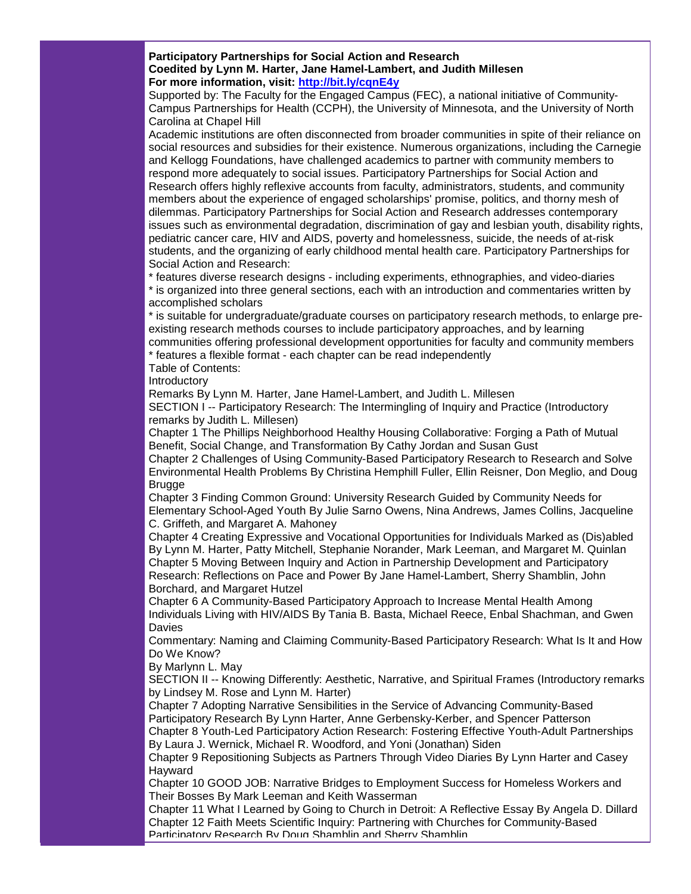**Participatory Partnerships for Social Action and Research**
**Coedited by Lynn M. Harter, Jane Hamel-Lambert, and Judith Millesen**
**For more information, visit: [http://bit.ly/cqnE4y](http://bit.ly/cqnE4y)**

Supported by: The Faculty for the Engaged Campus (FEC), a national initiative of Community-Campus Partnerships for Health (CCPH), the University of Minnesota, and the University of North Carolina at Chapel Hill

Academic institutions are often disconnected from broader communities in spite of their reliance on social resources and subsidies for their existence. Numerous organizations, including the Carnegie and Kellogg Foundations, have challenged academics to partner with community members to respond more adequately to social issues. Participatory Partnerships for Social Action and Research offers highly reflexive accounts from faculty, administrators, students, and community members about the experience of engaged scholarships' promise, politics, and thorny mesh of dilemmas. Participatory Partnerships for Social Action and Research addresses contemporary issues such as environmental degradation, discrimination of gay and lesbian youth, disability rights, pediatric cancer care, HIV and AIDS, poverty and homelessness, suicide, the needs of at-risk students, and the organizing of early childhood mental health care. Participatory Partnerships for Social Action and Research:

* features diverse research designs - including experiments, ethnographies, and video-diaries
* is organized into three general sections, each with an introduction and commentaries written by accomplished scholars
* is suitable for undergraduate/graduate courses on participatory research methods, to enlarge pre-existing research methods courses to include participatory approaches, and by learning communities offering professional development opportunities for faculty and community members
* features a flexible format - each chapter can be read independently

Table of Contents:

Introductory

Remarks By Lynn M. Harter, Jane Hamel-Lambert, and Judith L. Millesen

SECTION I -- Participatory Research: The Intermingling of Inquiry and Practice (Introductory remarks by Judith L. Millesen)

Chapter 1 The Phillips Neighborhood Healthy Housing Collaborative: Forging a Path of Mutual Benefit, Social Change, and Transformation By Cathy Jordan and Susan Gust

Chapter 2 Challenges of Using Community-Based Participatory Research to Research and Solve Environmental Health Problems By Christina Hemphill Fuller, Ellin Reisner, Don Meglio, and Doug Brugge

Chapter 3 Finding Common Ground: University Research Guided by Community Needs for Elementary School-Aged Youth By Julie Sarno Owens, Nina Andrews, James Collins, Jacqueline C. Griffeth, and Margaret A. Mahoney

Chapter 4 Creating Expressive and Vocational Opportunities for Individuals Marked as (Dis)abled By Lynn M. Harter, Patty Mitchell, Stephanie Norander, Mark Leeman, and Margaret M. Quinlan

Chapter 5 Moving Between Inquiry and Action in Partnership Development and Participatory Research: Reflections on Pace and Power By Jane Hamel-Lambert, Sherry Shamblin, John Borchard, and Margaret Hutzel

Chapter 6 A Community-Based Participatory Approach to Increase Mental Health Among Individuals Living with HIV/AIDS By Tania B. Basta, Michael Reece, Enbal Shachman, and Gwen Davies

Commentary: Naming and Claiming Community-Based Participatory Research: What Is It and How Do We Know?

By Marlynn L. May

SECTION II -- Knowing Differently: Aesthetic, Narrative, and Spiritual Frames (Introductory remarks by Lindsey M. Rose and Lynn M. Harter)

Chapter 7 Adopting Narrative Sensibilities in the Service of Advancing Community-Based Participatory Research By Lynn Harter, Anne Gerbensky-Kerber, and Spencer Patterson

Chapter 8 Youth-Led Participatory Action Research: Fostering Effective Youth-Adult Partnerships By Laura J. Wernick, Michael R. Woodford, and Yoni (Jonathan) Siden

Chapter 9 Repositioning Subjects as Partners Through Video Diaries By Lynn Harter and Casey Hayward

Chapter 10 GOOD JOB: Narrative Bridges to Employment Success for Homeless Workers and Their Bosses By Mark Leeman and Keith Wasserman

Chapter 11 What I Learned by Going to Church in Detroit: A Reflective Essay By Angela D. Dillard

Chapter 12 Faith Meets Scientific Inquiry: Partnering with Churches for Community-Based Participatory Research By Doug Shamblin and Sherry Shamblin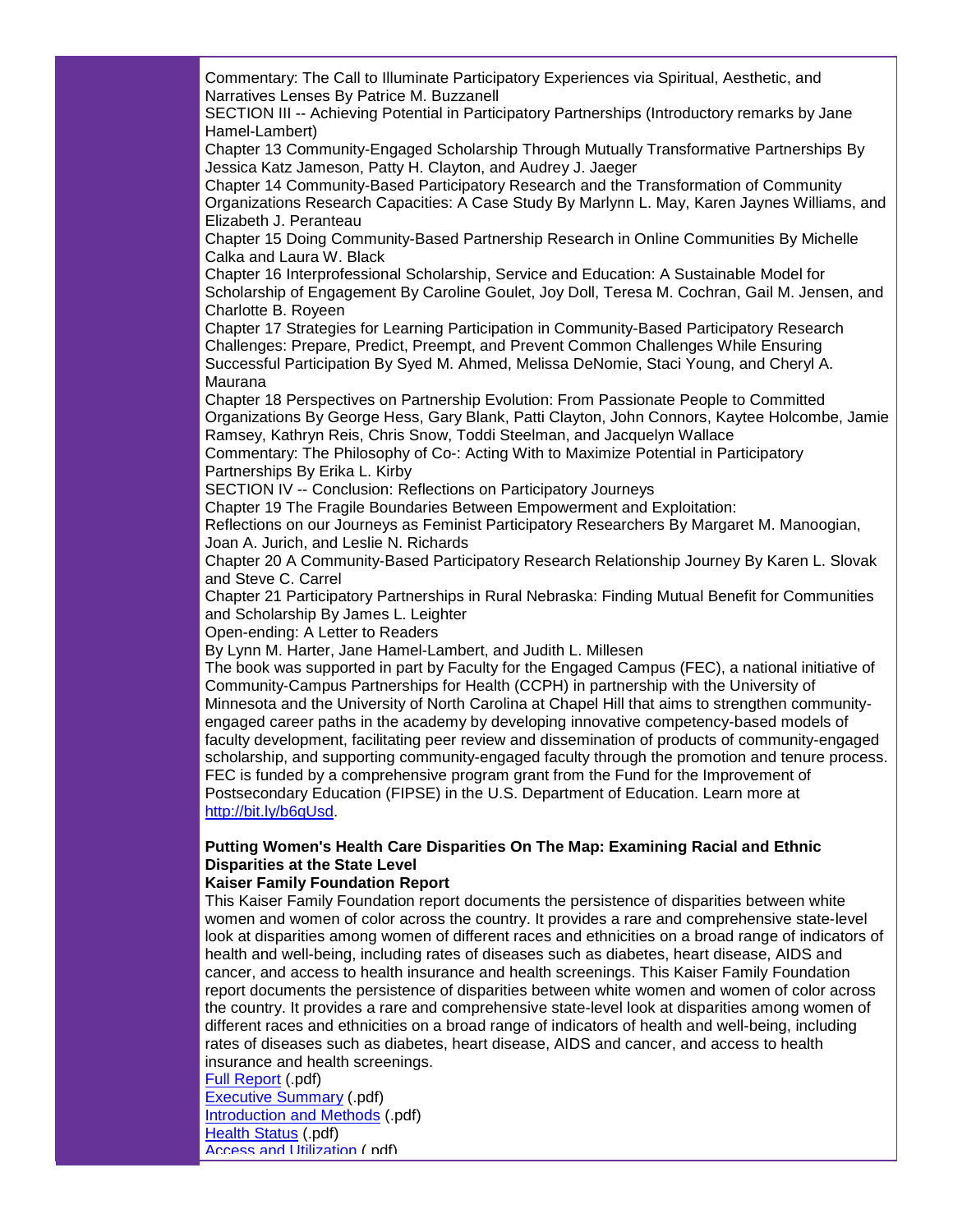Commentary: The Call to Illuminate Participatory Experiences via Spiritual, Aesthetic, and Narratives Lenses By Patrice M. Buzzanell

SECTION III -- Achieving Potential in Participatory Partnerships (Introductory remarks by Jane Hamel-Lambert)

Chapter 13 Community-Engaged Scholarship Through Mutually Transformative Partnerships By Jessica Katz Jameson, Patty H. Clayton, and Audrey J. Jaeger

Chapter 14 Community-Based Participatory Research and the Transformation of Community Organizations Research Capacities: A Case Study By Marlynn L. May, Karen Jaynes Williams, and Elizabeth J. Peranteau

Chapter 15 Doing Community-Based Partnership Research in Online Communities By Michelle Calka and Laura W. Black

Chapter 16 Interprofessional Scholarship, Service and Education: A Sustainable Model for Scholarship of Engagement By Caroline Goulet, Joy Doll, Teresa M. Cochran, Gail M. Jensen, and Charlotte B. Royeen

Chapter 17 Strategies for Learning Participation in Community-Based Participatory Research Challenges: Prepare, Predict, Preempt, and Prevent Common Challenges While Ensuring Successful Participation By Syed M. Ahmed, Melissa DeNomie, Staci Young, and Cheryl A. Maurana

Chapter 18 Perspectives on Partnership Evolution: From Passionate People to Committed Organizations By George Hess, Gary Blank, Patti Clayton, John Connors, Kaytee Holcombe, Jamie Ramsey, Kathryn Reis, Chris Snow, Toddi Steelman, and Jacquelyn Wallace

Commentary: The Philosophy of Co-: Acting With to Maximize Potential in Participatory Partnerships By Erika L. Kirby

SECTION IV -- Conclusion: Reflections on Participatory Journeys

Chapter 19 The Fragile Boundaries Between Empowerment and Exploitation:
Reflections on our Journeys as Feminist Participatory Researchers By Margaret M. Manoogian, Joan A. Jurich, and Leslie N. Richards

Chapter 20 A Community-Based Participatory Research Relationship Journey By Karen L. Slovak and Steve C. Carrel

Chapter 21 Participatory Partnerships in Rural Nebraska: Finding Mutual Benefit for Communities and Scholarship By James L. Leighter

Open-ending: A Letter to Readers
By Lynn M. Harter, Jane Hamel-Lambert, and Judith L. Millesen

The book was supported in part by Faculty for the Engaged Campus (FEC), a national initiative of Community-Campus Partnerships for Health (CCPH) in partnership with the University of Minnesota and the University of North Carolina at Chapel Hill that aims to strengthen community-engaged career paths in the academy by developing innovative competency-based models of faculty development, facilitating peer review and dissemination of products of community-engaged scholarship, and supporting community-engaged faculty through the promotion and tenure process. FEC is funded by a comprehensive program grant from the Fund for the Improvement of Postsecondary Education (FIPSE) in the U.S. Department of Education. Learn more at [http://bit.ly/b6qUsd](http://bit.ly/b6qUsd).

**Putting Women's Health Care Disparities On The Map: Examining Racial and Ethnic Disparities at the State Level**
**Kaiser Family Foundation Report**

This Kaiser Family Foundation report documents the persistence of disparities between white women and women of color across the country. It provides a rare and comprehensive state-level look at disparities among women of different races and ethnicities on a broad range of indicators of health and well-being, including rates of diseases such as diabetes, heart disease, AIDS and cancer, and access to health insurance and health screenings. This Kaiser Family Foundation report documents the persistence of disparities between white women and women of color across the country. It provides a rare and comprehensive state-level look at disparities among women of different races and ethnicities on a broad range of indicators of health and well-being, including rates of diseases such as diabetes, heart disease, AIDS and cancer, and access to health insurance and health screenings.

Full Report (.pdf)
Executive Summary (.pdf)
Introduction and Methods (.pdf)
Health Status (.pdf)
Access and Utilization (.pdf)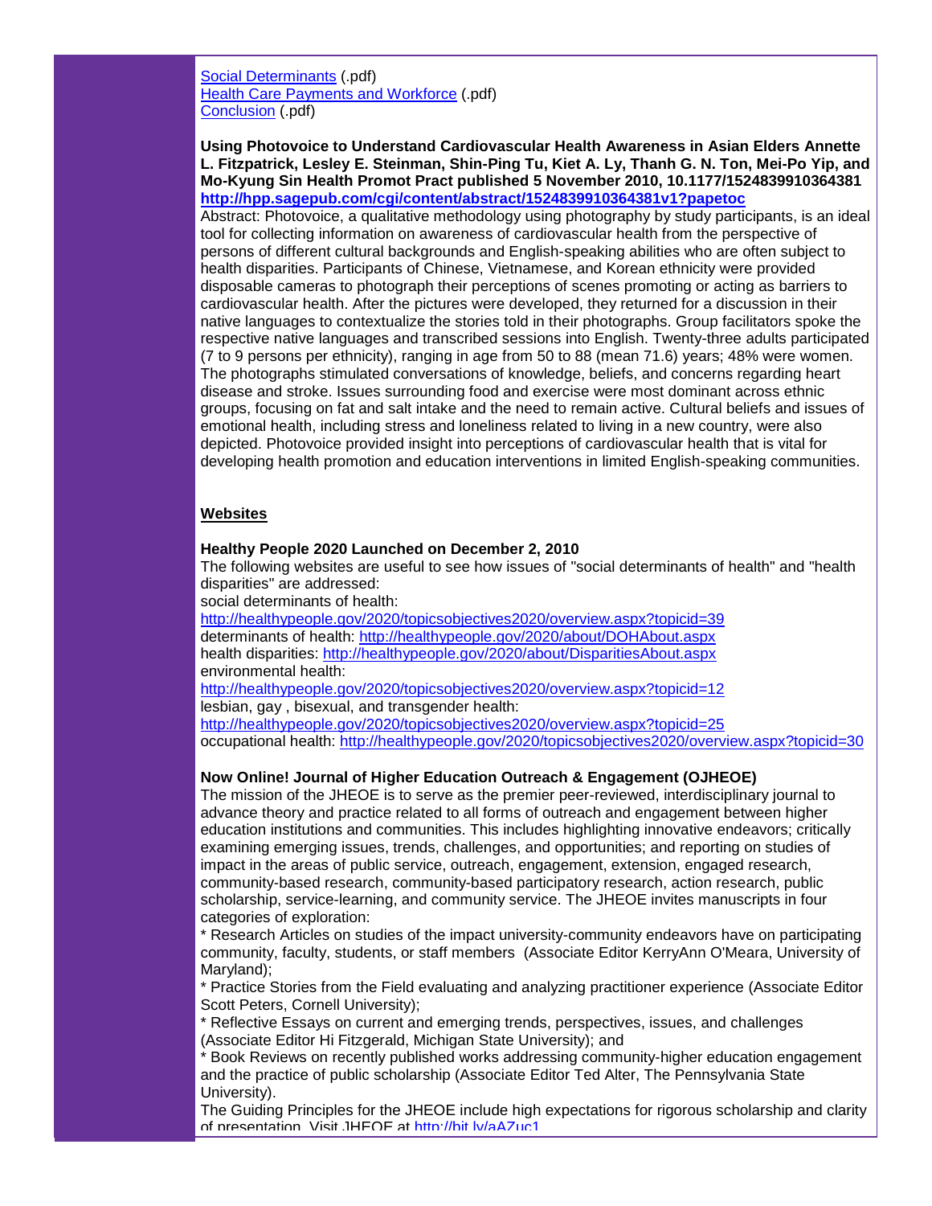[Social Determinants](#) (.pdf)
[Health Care Payments and Workforce](#) (.pdf)
[Conclusion](#) (.pdf)

**Using Photovoice to Understand Cardiovascular Health Awareness in Asian Elders Annette L. Fitzpatrick, Lesley E. Steinman, Shin-Ping Tu, Kiet A. Ly, Thanh G. N. Ton, Mei-Po Yip, and Mo-Kyung Sin Health Promot Pract published 5 November 2010, 10.1177/1524839910364381**
**http://hpp.sagepub.com/cgi/content/abstract/1524839910364381v1?papetoc**

Abstract: Photovoice, a qualitative methodology using photography by study participants, is an ideal tool for collecting information on awareness of cardiovascular health from the perspective of persons of different cultural backgrounds and English-speaking abilities who are often subject to health disparities. Participants of Chinese, Vietnamese, and Korean ethnicity were provided disposable cameras to photograph their perceptions of scenes promoting or acting as barriers to cardiovascular health. After the pictures were developed, they returned for a discussion in their native languages to contextualize the stories told in their photographs. Group facilitators spoke the respective native languages and transcribed sessions into English. Twenty-three adults participated (7 to 9 persons per ethnicity), ranging in age from 50 to 88 (mean 71.6) years; 48% were women. The photographs stimulated conversations of knowledge, beliefs, and concerns regarding heart disease and stroke. Issues surrounding food and exercise were most dominant across ethnic groups, focusing on fat and salt intake and the need to remain active. Cultural beliefs and issues of emotional health, including stress and loneliness related to living in a new country, were also depicted. Photovoice provided insight into perceptions of cardiovascular health that is vital for developing health promotion and education interventions in limited English-speaking communities.

## Websites

**Healthy People 2020 Launched on December 2, 2010**

The following websites are useful to see how issues of "social determinants of health" and "health disparities" are addressed:
social determinants of health:
http://healthypeople.gov/2020/topicsobjectives2020/overview.aspx?topicid=39
determinants of health: http://healthypeople.gov/2020/about/DOHAbout.aspx
health disparities: http://healthypeople.gov/2020/about/DisparitiesAbout.aspx
environmental health:
http://healthypeople.gov/2020/topicsobjectives2020/overview.aspx?topicid=12
lesbian, gay , bisexual, and transgender health:
http://healthypeople.gov/2020/topicsobjectives2020/overview.aspx?topicid=25
occupational health: http://healthypeople.gov/2020/topicsobjectives2020/overview.aspx?topicid=30

**Now Online! Journal of Higher Education Outreach & Engagement (OJHEOE)**

The mission of the JHEOE is to serve as the premier peer-reviewed, interdisciplinary journal to advance theory and practice related to all forms of outreach and engagement between higher education institutions and communities. This includes highlighting innovative endeavors; critically examining emerging issues, trends, challenges, and opportunities; and reporting on studies of impact in the areas of public service, outreach, engagement, extension, engaged research, community-based research, community-based participatory research, action research, public scholarship, service-learning, and community service. The JHEOE invites manuscripts in four categories of exploration:

* Research Articles on studies of the impact university-community endeavors have on participating community, faculty, students, or staff members (Associate Editor KerryAnn O'Meara, University of Maryland);
* Practice Stories from the Field evaluating and analyzing practitioner experience (Associate Editor Scott Peters, Cornell University);
* Reflective Essays on current and emerging trends, perspectives, issues, and challenges (Associate Editor Hi Fitzgerald, Michigan State University); and
* Book Reviews on recently published works addressing community-higher education engagement and the practice of public scholarship (Associate Editor Ted Alter, The Pennsylvania State University).

The Guiding Principles for the JHEOE include high expectations for rigorous scholarship and clarity of presentation. Visit JHEOE at http://bit.ly/aAZuc1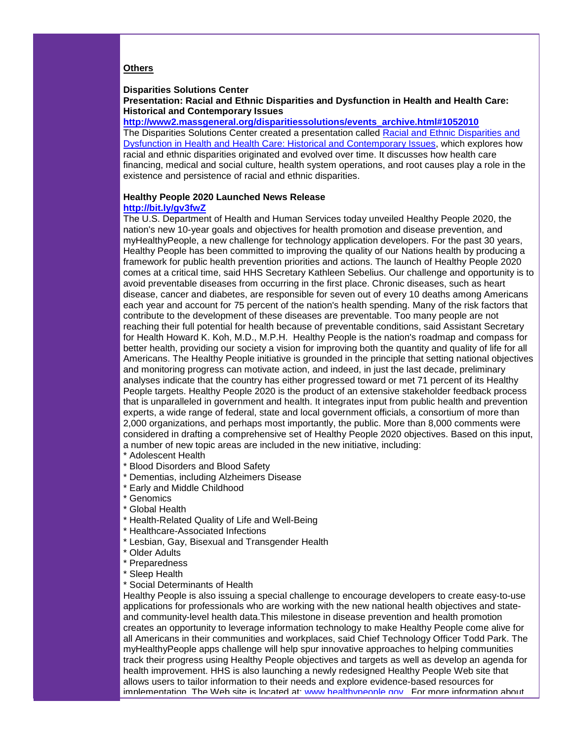**Others**

**Disparities Solutions Center**
**Presentation: Racial and Ethnic Disparities and Dysfunction in Health and Health Care: Historical and Contemporary Issues**
**http://www2.massgeneral.org/disparitiessolutions/events_archive.html#1052010**
The Disparities Solutions Center created a presentation called Racial and Ethnic Disparities and Dysfunction in Health and Health Care: Historical and Contemporary Issues, which explores how racial and ethnic disparities originated and evolved over time. It discusses how health care financing, medical and social culture, health system operations, and root causes play a role in the existence and persistence of racial and ethnic disparities.

**Healthy People 2020 Launched News Release**
**http://bit.ly/gv3fwZ**
The U.S. Department of Health and Human Services today unveiled Healthy People 2020, the nation's new 10-year goals and objectives for health promotion and disease prevention, and myHealthyPeople, a new challenge for technology application developers. For the past 30 years, Healthy People has been committed to improving the quality of our Nations health by producing a framework for public health prevention priorities and actions. The launch of Healthy People 2020 comes at a critical time, said HHS Secretary Kathleen Sebelius. Our challenge and opportunity is to avoid preventable diseases from occurring in the first place. Chronic diseases, such as heart disease, cancer and diabetes, are responsible for seven out of every 10 deaths among Americans each year and account for 75 percent of the nation's health spending. Many of the risk factors that contribute to the development of these diseases are preventable. Too many people are not reaching their full potential for health because of preventable conditions, said Assistant Secretary for Health Howard K. Koh, M.D., M.P.H. Healthy People is the nation's roadmap and compass for better health, providing our society a vision for improving both the quantity and quality of life for all Americans. The Healthy People initiative is grounded in the principle that setting national objectives and monitoring progress can motivate action, and indeed, in just the last decade, preliminary analyses indicate that the country has either progressed toward or met 71 percent of its Healthy People targets. Healthy People 2020 is the product of an extensive stakeholder feedback process that is unparalleled in government and health. It integrates input from public health and prevention experts, a wide range of federal, state and local government officials, a consortium of more than 2,000 organizations, and perhaps most importantly, the public. More than 8,000 comments were considered in drafting a comprehensive set of Healthy People 2020 objectives. Based on this input, a number of new topic areas are included in the new initiative, including:
* Adolescent Health
* Blood Disorders and Blood Safety
* Dementias, including Alzheimers Disease
* Early and Middle Childhood
* Genomics
* Global Health
* Health-Related Quality of Life and Well-Being
* Healthcare-Associated Infections
* Lesbian, Gay, Bisexual and Transgender Health
* Older Adults
* Preparedness
* Sleep Health
* Social Determinants of Health

Healthy People is also issuing a special challenge to encourage developers to create easy-to-use applications for professionals who are working with the new national health objectives and state- and community-level health data.This milestone in disease prevention and health promotion creates an opportunity to leverage information technology to make Healthy People come alive for all Americans in their communities and workplaces, said Chief Technology Officer Todd Park. The myHealthyPeople apps challenge will help spur innovative approaches to helping communities track their progress using Healthy People objectives and targets as well as develop an agenda for health improvement. HHS is also launching a newly redesigned Healthy People Web site that allows users to tailor information to their needs and explore evidence-based resources for implementation. The Web site is located at: www.healthypeople.gov. For more information about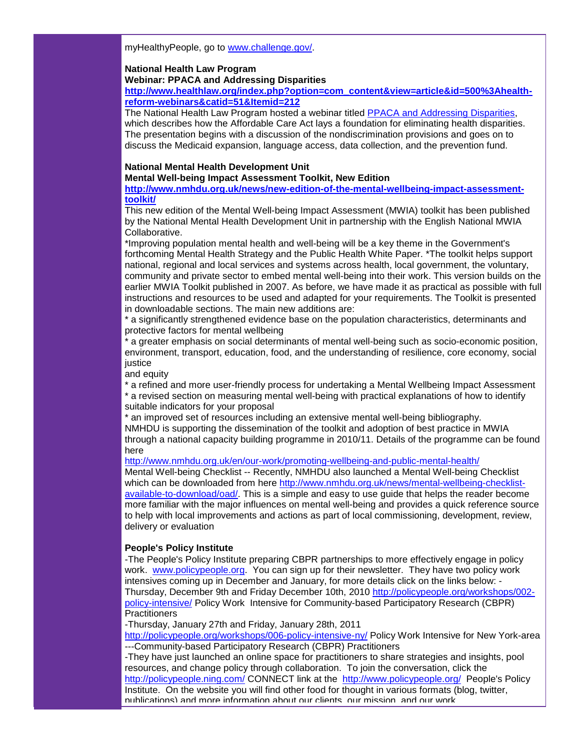myHealthyPeople, go to www.challenge.gov/.

**National Health Law Program**
**Webinar: PPACA and Addressing Disparities**
**http://www.healthlaw.org/index.php?option=com_content&view=article&id=500%3Ahealth-reform-webinars&catid=51&Itemid=212**
The National Health Law Program hosted a webinar titled PPACA and Addressing Disparities, which describes how the Affordable Care Act lays a foundation for eliminating health disparities. The presentation begins with a discussion of the nondiscrimination provisions and goes on to discuss the Medicaid expansion, language access, data collection, and the prevention fund.

**National Mental Health Development Unit**
**Mental Well-being Impact Assessment Toolkit, New Edition**
**http://www.nmhdu.org.uk/news/new-edition-of-the-mental-wellbeing-impact-assessment-toolkit/**
This new edition of the Mental Well-being Impact Assessment (MWIA) toolkit has been published by the National Mental Health Development Unit in partnership with the English National MWIA Collaborative.
*Improving population mental health and well-being will be a key theme in the Government's forthcoming Mental Health Strategy and the Public Health White Paper. *The toolkit helps support national, regional and local services and systems across health, local government, the voluntary, community and private sector to embed mental well-being into their work. This version builds on the earlier MWIA Toolkit published in 2007. As before, we have made it as practical as possible with full instructions and resources to be used and adapted for your requirements. The Toolkit is presented in downloadable sections. The main new additions are:
* a significantly strengthened evidence base on the population characteristics, determinants and protective factors for mental wellbeing
* a greater emphasis on social determinants of mental well-being such as socio-economic position, environment, transport, education, food, and the understanding of resilience, core economy, social justice
and equity
* a refined and more user-friendly process for undertaking a Mental Wellbeing Impact Assessment
* a revised section on measuring mental well-being with practical explanations of how to identify suitable indicators for your proposal
* an improved set of resources including an extensive mental well-being bibliography.
NMHDU is supporting the dissemination of the toolkit and adoption of best practice in MWIA through a national capacity building programme in 2010/11. Details of the programme can be found here
http://www.nmhdu.org.uk/en/our-work/promoting-wellbeing-and-public-mental-health/
Mental Well-being Checklist -- Recently, NMHDU also launched a Mental Well-being Checklist which can be downloaded from here http://www.nmhdu.org.uk/news/mental-wellbeing-checklist-available-to-download/oad/. This is a simple and easy to use guide that helps the reader become more familiar with the major influences on mental well-being and provides a quick reference source to help with local improvements and actions as part of local commissioning, development, review, delivery or evaluation

**People's Policy Institute**
-The People's Policy Institute preparing CBPR partnerships to more effectively engage in policy work. www.policypeople.org. You can sign up for their newsletter. They have two policy work intensives coming up in December and January, for more details click on the links below: -Thursday, December 9th and Friday December 10th, 2010 http://policypeople.org/workshops/002-policy-intensive/ Policy Work Intensive for Community-based Participatory Research (CBPR) Practitioners
-Thursday, January 27th and Friday, January 28th, 2011
http://policypeople.org/workshops/006-policy-intensive-ny/ Policy Work Intensive for New York-area ---Community-based Participatory Research (CBPR) Practitioners
-They have just launched an online space for practitioners to share strategies and insights, pool resources, and change policy through collaboration. To join the conversation, click the http://policypeople.ning.com/ CONNECT link at the http://www.policypeople.org/ People's Policy Institute. On the website you will find other food for thought in various formats (blog, twitter, publications) and more information about our clients, our mission, and our work.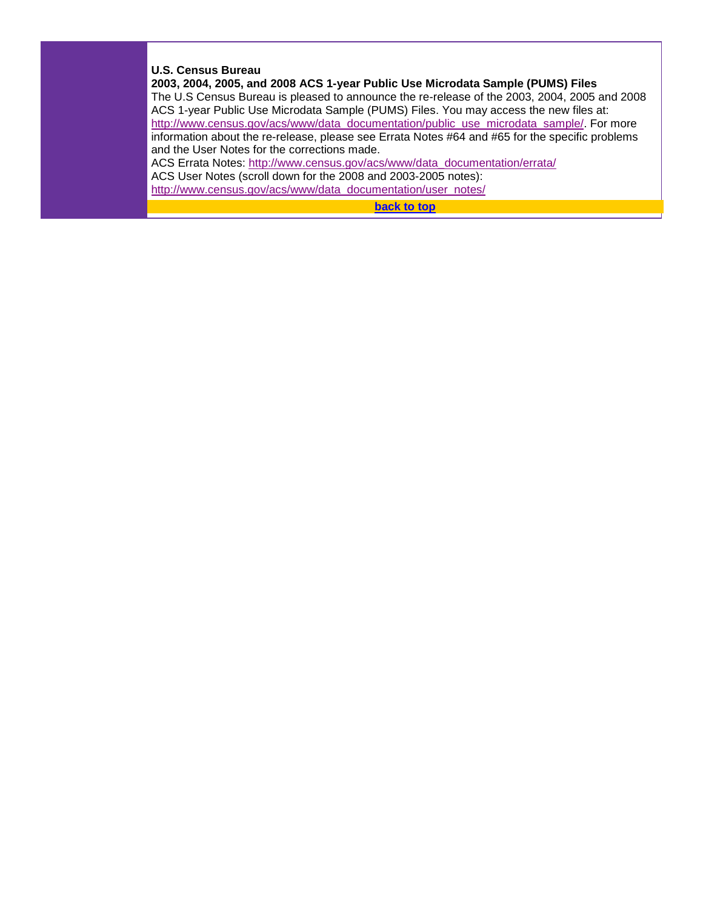**U.S. Census Bureau**

**2003, 2004, 2005, and 2008 ACS 1-year Public Use Microdata Sample (PUMS) Files**

The U.S Census Bureau is pleased to announce the re-release of the 2003, 2004, 2005 and 2008 ACS 1-year Public Use Microdata Sample (PUMS) Files. You may access the new files at: http://www.census.gov/acs/www/data_documentation/public_use_microdata_sample/. For more information about the re-release, please see Errata Notes #64 and #65 for the specific problems and the User Notes for the corrections made.

ACS Errata Notes: http://www.census.gov/acs/www/data_documentation/errata/

ACS User Notes (scroll down for the 2008 and 2003-2005 notes): http://www.census.gov/acs/www/data_documentation/user_notes/

**back to top**